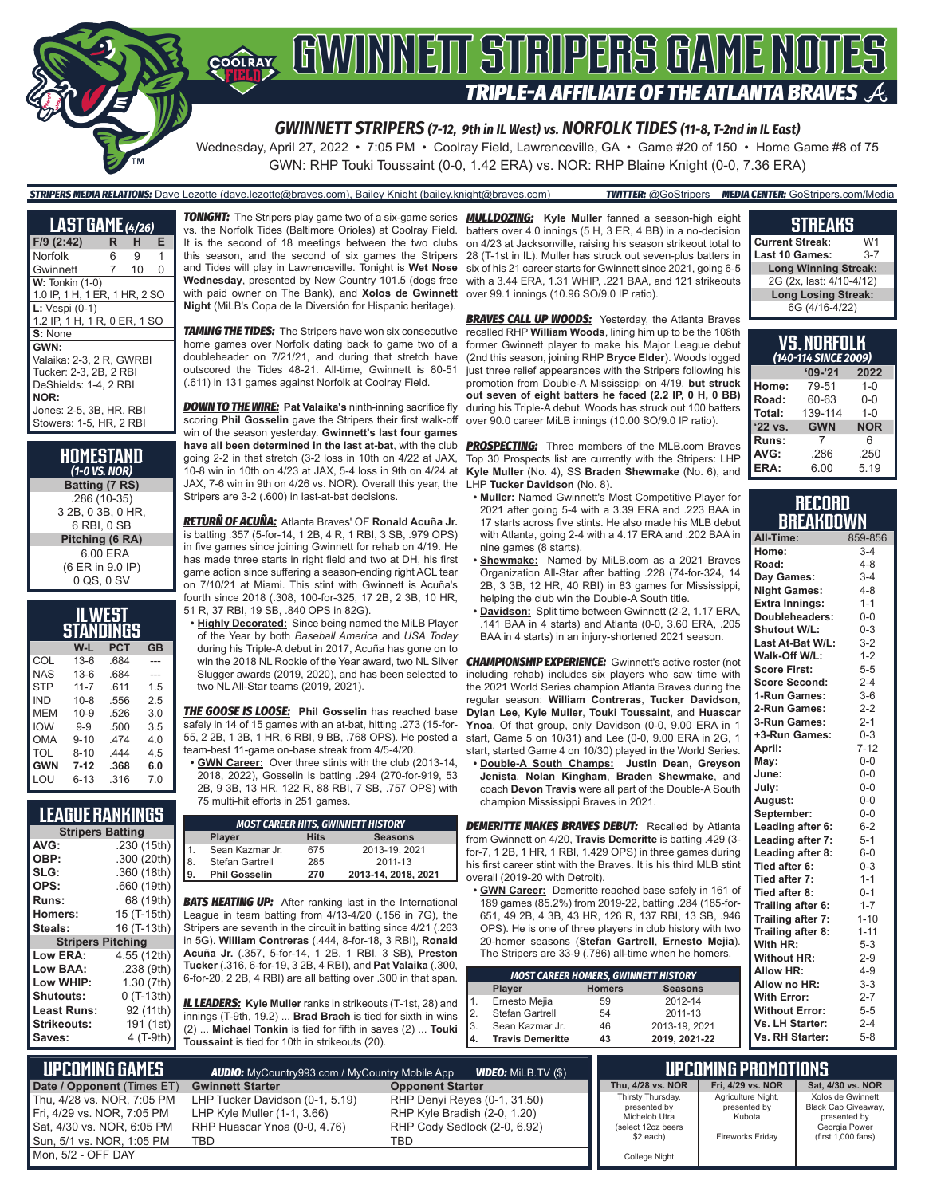# GWINNETT STRIPERS GAME NOTES

## TRIPLE-A AFFILIATE OF THE ATLANTA BRAVES

### GWINNETT STRIPERS (7-12, 9th in IL West) vs. NORFOLK TIDES (11-8, T-2nd in IL East)

Wednesday, April 27, 2022 • 7:05 PM • Coolray Field, Lawrenceville, GA • Game #20 of 150 • Home Game #8 of 75

GWN: RHP Touki Toussaint (0-0, 1.42 ERA) vs. NOR: RHP Blaine Knight (0-0, 7.36 ERA)

**STRIPERS MEDIA RELATIONS:** Dave Lezotte (dave.lezotte@braves.com), Bailey Knight (bailey.knight@braves.com) **TWITTER:** @GoStripers **MEDIA CENTER:** GoStripers.com/Media

## LAST GAME (4/26)

| F/9 (2:42) | R | H | E |
|---|---|---|---|
| Norfolk | 6 | 9 | 1 |
| Gwinnett | 7 | 10 | 0 |

**W:** Tonkin (1-0)
1.0 IP, 1 H, 1 ER, 1 HR, 2 SO

**L:** Vespi (0-1)
1.2 IP, 1 H, 1 R, 0 ER, 1 SO

**S:** None

**GWN:**
Valaika: 2-3, 2 R, GWRBI
Tucker: 2-3, 2B, 2 RBI
DeShields: 1-4, 2 RBI

**NOR:**
Jones: 2-5, 3B, HR, RBI
Stowers: 1-5, HR, 2 RBI

## HOMESTAND
*(1-0 VS. NOR)*

**Batting (7 RS)**
.286 (10-35)
3 2B, 0 3B, 0 HR,
6 RBI, 0 SB

**Pitching (6 RA)**
6.00 ERA
(6 ER in 9.0 IP)
0 QS, 0 SV

## IL WEST STANDINGS

| | W-L | PCT | GB |
|---|---|---|---|
| COL | 13-6 | .684 | --- |
| NAS | 13-6 | .684 | --- |
| STP | 11-7 | .611 | 1.5 |
| IND | 10-8 | .556 | 2.5 |
| MEM | 10-9 | .526 | 3.0 |
| IOW | 9-9 | .500 | 3.5 |
| OMA | 9-10 | .474 | 4.0 |
| TOL | 8-10 | .444 | 4.5 |
| **GWN** | **7-12** | **.368** | **6.0** |
| LOU | 6-13 | .316 | 7.0 |

## LEAGUE RANKINGS

| **Stripers Batting** | |
|---|---|
| AVG: | .230 (15th) |
| OBP: | .300 (20th) |
| SLG: | .360 (18th) |
| OPS: | .660 (19th) |
| Runs: | 68 (19th) |
| Homers: | 15 (T-15th) |
| Steals: | 16 (T-13th) |
| **Stripers Pitching** | |
| Low ERA: | 4.55 (12th) |
| Low BAA: | .238 (9th) |
| Low WHIP: | 1.30 (7th) |
| Shutouts: | 0 (T-13th) |
| Least Runs: | 92 (11th) |
| Strikeouts: | 191 (1st) |
| Saves: | 4 (T-9th) |

***TONIGHT:*** The Stripers play game two of a six-game series vs. the Norfolk Tides (Baltimore Orioles) at Coolray Field. It is the second of 18 meetings between the two clubs this season, and the second of six games the Stripers and Tides will play in Lawrenceville. Tonight is **Wet Nose Wednesday**, presented by New Country 101.5 (dogs free with paid owner on The Bank), and **Xolos de Gwinnett Night** (MiLB's Copa de la Diversión for Hispanic heritage).

***TAMING THE TIDES:*** The Stripers have won six consecutive home games over Norfolk dating back to game two of a doubleheader on 7/21/21, and during that stretch have outscored the Tides 48-21. All-time, Gwinnett is 80-51 (.611) in 131 games against Norfolk at Coolray Field.

***DOWN TO THE WIRE:*** **Pat Valaika's** ninth-inning sacrifice fly scoring **Phil Gosselin** gave the Stripers their first walk-off win of the season yesterday. **Gwinnett's last four games have all been determined in the last at-bat**, with the club going 2-2 in that stretch (3-2 loss in 10th on 4/22 at JAX, 10-8 win in 10th on 4/23 at JAX, 5-4 loss in 9th on 4/24 at JAX, 7-6 win in 9th on 4/26 vs. NOR). Overall this year, the Stripers are 3-2 (.600) in last-at-bat decisions.

***RETURÑ OF ACUÑA:*** Atlanta Braves' OF **Ronald Acuña Jr.** is batting .357 (5-for-14, 1 2B, 4 R, 1 RBI, 3 SB, .979 OPS) in five games since joining Gwinnett for rehab on 4/19. He has made three starts in right field and two at DH, his first game action since suffering a season-ending right ACL tear on 7/10/21 at Miami. This stint with Gwinnett is Acuña's fourth since 2018 (.308, 100-for-325, 17 2B, 2 3B, 10 HR, 51 R, 37 RBI, 19 SB, .840 OPS in 82G).

- **Highly Decorated:** Since being named the MiLB Player of the Year by both *Baseball America* and *USA Today* during his Triple-A debut in 2017, Acuña has gone on to win the 2018 NL Rookie of the Year award, two NL Silver Slugger awards (2019, 2020), and has been selected to two NL All-Star teams (2019, 2021).

***THE GOOSE IS LOOSE:*** **Phil Gosselin** has reached base safely in 14 of 15 games with an at-bat, hitting .273 (15-for-55, 2 2B, 1 3B, 1 HR, 6 RBI, 9 BB, .768 OPS). He posted a team-best 11-game on-base streak from 4/5-4/20.

- **Gwinnett Career:** Over three stints with the club (2013-14, 2018, 2022), Gosselin is batting .294 (270-for-919, 53 2B, 9 3B, 13 HR, 122 R, 88 RBI, 7 SB, .757 OPS) with 75 multi-hit efforts in 251 games.

| MOST CAREER HITS, GWINNETT HISTORY | | | |
|---|---|---|---|
| | **Player** | **Hits** | **Seasons** |
| 1. | Sean Kazmar Jr. | 675 | 2013-19, 2021 |
| 8. | Stefan Gartrell | 285 | 2011-13 |
| **9.** | **Phil Gosselin** | **270** | **2013-14, 2018, 2021** |

***BATS HEATING UP:*** After ranking last in the International League in team batting from 4/13-4/20 (.156 in 7G), the Stripers are seventh in the circuit in batting since 4/21 (.263 in 5G). **William Contreras** (.444, 8-for-18, 3 RBI), **Ronald Acuña Jr.** (.357, 5-for-14, 1 2B, 1 RBI, 3 SB), **Preston Tucker** (.316, 6-for-19, 3 2B, 4 RBI), and **Pat Valaika** (.300, 6-for-20, 2 2B, 4 RBI) are all batting over .300 in that span.

***IL LEADERS:*** **Kyle Muller** ranks in strikeouts (T-1st, 28) and innings (T-9th, 19.2) ... **Brad Brach** is tied for sixth in wins (2) ... **Michael Tonkin** is tied for fifth in saves (2) ... **Touki Toussaint** is tied for 10th in strikeouts (20).

***MULLDOZING:*** **Kyle Muller** fanned a season-high eight batters over 4.0 innings (5 H, 3 ER, 4 BB) in a no-decision on 4/23 at Jacksonville, raising his season strikeout total to 28 (T-1st in IL). Muller has struck out seven-plus batters in six of his 21 career starts for Gwinnett since 2021, going 6-5 with a 3.44 ERA, 1.31 WHIP, .221 BAA, and 121 strikeouts over 99.1 innings (10.96 SO/9.0 IP ratio).

***BRAVES CALL UP WOODS:*** Yesterday, the Atlanta Braves recalled RHP **William Woods**, lining him up to be the 108th former Gwinnett player to make his Major League debut (2nd this season, joining RHP **Bryce Elder**). Woods logged just three relief appearances with the Stripers following his promotion from Double-A Mississippi on 4/19, **but struck out seven of eight batters he faced (2.2 IP, 0 H, 0 BB)** during his Triple-A debut. Woods has struck out 100 batters over 90.0 career MiLB innings (10.00 SO/9.0 IP ratio).

***PROSPECTING:*** Three members of the MLB.com Braves Top 30 Prospects list are currently with the Stripers: LHP **Kyle Muller** (No. 4), SS **Braden Shewmake** (No. 6), and LHP **Tucker Davidson** (No. 8).

- **Muller:** Named Gwinnett's Most Competitive Player for 2021 after going 5-4 with a 3.39 ERA and .223 BAA in 17 starts across five stints. He also made his MLB debut with Atlanta, going 2-4 with a 4.17 ERA and .202 BAA in nine games (8 starts).
- **Shewmake:** Named by MiLB.com as a 2021 Braves Organization All-Star after batting .228 (74-for-324, 14 2B, 3 3B, 12 HR, 40 RBI) in 83 games for Mississippi, helping the club win the Double-A South title.
- **Davidson:** Split time between Gwinnett (2-2, 1.17 ERA, .141 BAA in 4 starts) and Atlanta (0-0, 3.60 ERA, .205 BAA in 4 starts) in an injury-shortened 2021 season.

***CHAMPIONSHIP EXPERIENCE:*** Gwinnett's active roster (not including rehab) includes six players who saw time with the 2021 World Series champion Atlanta Braves during the regular season: **William Contreras**, **Tucker Davidson**, **Dylan Lee**, **Kyle Muller**, **Touki Toussaint**, and **Huascar Ynoa**. Of that group, only Davidson (0-0, 9.00 ERA in 1 start, Game 5 on 10/31) and Lee (0-0, 9.00 ERA in 2G, 1 start, started Game 4 on 10/30) played in the World Series.

- **Double-A South Champs:** **Justin Dean**, **Greyson Jenista**, **Nolan Kingham**, **Braden Shewmake**, and coach **Devon Travis** were all part of the Double-A South champion Mississippi Braves in 2021.

***DEMERITTE MAKES BRAVES DEBUT:*** Recalled by Atlanta from Gwinnett on 4/20, **Travis Demeritte** is batting .429 (3-for-7, 1 2B, 1 HR, 1 RBI, 1.429 OPS) in three games during his first career stint with the Braves. It is his third MLB stint overall (2019-20 with Detroit).

- **GWN Career:** Demeritte reached base safely in 161 of 189 games (85.2%) from 2019-22, batting .284 (185-for-651, 49 2B, 4 3B, 43 HR, 126 R, 137 RBI, 13 SB, .946 OPS). He is one of three players in club history with two 20-homer seasons (**Stefan Gartrell**, **Ernesto Mejia**). The Stripers are 33-9 (.786) all-time when he homers.

| MOST CAREER HOMERS, GWINNETT HISTORY | | | |
|---|---|---|---|
| | **Player** | **Homers** | **Seasons** |
| 1. | Ernesto Mejia | 59 | 2012-14 |
| 2. | Stefan Gartrell | 54 | 2011-13 |
| 3. | Sean Kazmar Jr. | 46 | 2013-19, 2021 |
| **4.** | **Travis Demeritte** | **43** | **2019, 2021-22** |

## STREAKS

| | |
|---|---|
| Current Streak: | W1 |
| Last 10 Games: | 3-7 |
| **Long Winning Streak:** | |
| 2G (2x, last: 4/10-4/12) | |
| **Long Losing Streak:** | |
| 6G (4/16-4/22) | |

## VS. NORFOLK
*(140-114 SINCE 2009)*

| | '09-'21 | 2022 |
|---|---|---|
| Home: | 79-51 | 1-0 |
| Road: | 60-63 | 0-0 |
| Total: | 139-114 | 1-0 |
| '22 vs. | GWN | NOR |
| Runs: | 7 | 6 |
| AVG: | .286 | .250 |
| ERA: | 6.00 | 5.19 |

## RECORD BREAKDOWN

| | |
|---|---|
| All-Time: | 859-856 |
| Home: | 3-4 |
| Road: | 4-8 |
| Day Games: | 3-4 |
| Night Games: | 4-8 |
| Extra Innings: | 1-1 |
| Doubleheaders: | 0-0 |
| Shutout W/L: | 0-3 |
| Last At-Bat W/L: | 3-2 |
| Walk-Off W/L: | 1-2 |
| Score First: | 5-5 |
| Score Second: | 2-4 |
| 1-Run Games: | 3-6 |
| 2-Run Games: | 2-2 |
| 3-Run Games: | 2-1 |
| +3-Run Games: | 0-3 |
| April: | 7-12 |
| May: | 0-0 |
| June: | 0-0 |
| July: | 0-0 |
| August: | 0-0 |
| September: | 0-0 |
| Leading after 6: | 6-2 |
| Leading after 7: | 5-1 |
| Leading after 8: | 6-0 |
| Tied after 6: | 0-3 |
| Tied after 7: | 1-1 |
| Tied after 8: | 0-1 |
| Trailing after 6: | 1-7 |
| Trailing after 7: | 1-10 |
| Trailing after 8: | 1-11 |
| With HR: | 5-3 |
| Without HR: | 2-9 |
| Allow HR: | 4-9 |
| Allow no HR: | 3-3 |
| With Error: | 2-7 |
| Without Error: | 5-5 |
| Vs. LH Starter: | 2-4 |
| Vs. RH Starter: | 5-8 |

## UPCOMING GAMES

**AUDIO:** MyCountry993.com / MyCountry Mobile App **VIDEO:** MiLB.TV ($)

| Date / Opponent (Times ET) | Gwinnett Starter | Opponent Starter |
|---|---|---|
| Thu, 4/28 vs. NOR, 7:05 PM | LHP Tucker Davidson (0-1, 5.19) | RHP Denyi Reyes (0-1, 31.50) |
| Fri, 4/29 vs. NOR, 7:05 PM | LHP Kyle Muller (1-1, 3.66) | RHP Kyle Bradish (2-0, 1.20) |
| Sat, 4/30 vs. NOR, 6:05 PM | RHP Huascar Ynoa (0-0, 4.76) | RHP Cody Sedlock (2-0, 6.92) |
| Sun, 5/1 vs. NOR, 1:05 PM | TBD | TBD |
| Mon, 5/2 - OFF DAY | | |

## UPCOMING PROMOTIONS

| Thu, 4/28 vs. NOR | Fri, 4/29 vs. NOR | Sat, 4/30 vs. NOR |
|---|---|---|
| Thirsty Thursday, presented by Michelob Ultra (select 12oz beers $2 each) College Night | Agriculture Night, presented by Kubota Fireworks Friday | Xolos de Gwinnett Black Cap Giveaway, presented by Georgia Power (first 1,000 fans) |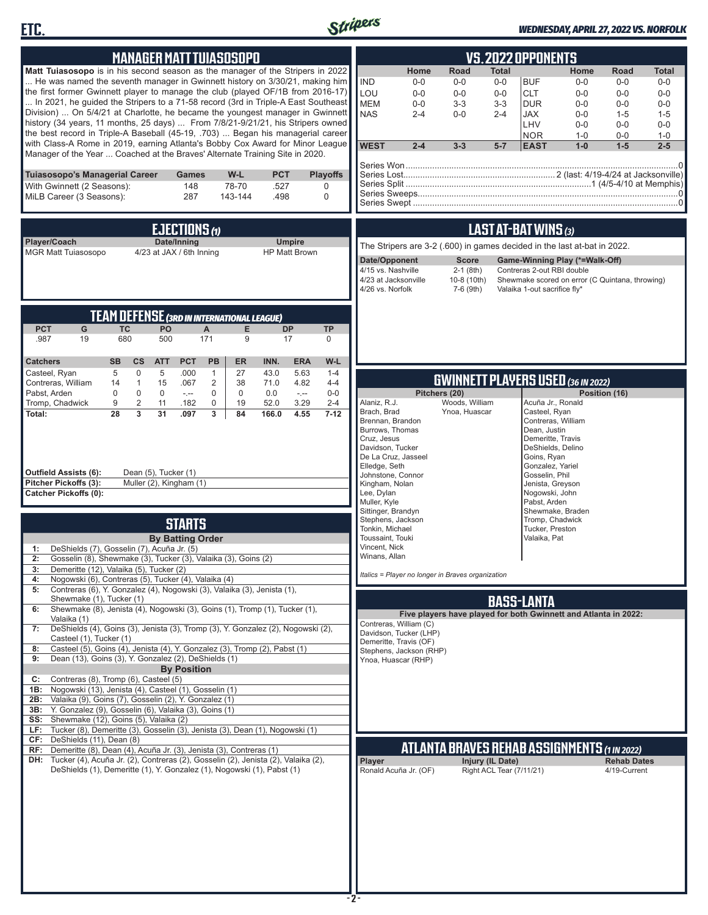## MANAGER MATT TUIASOSOPO

**Matt Tuiasosopo** is in his second season as the manager of the Stripers in 2022 ... He was named the seventh manager in Gwinnett history on 3/30/21, making him the first former Gwinnett player to manage the club (played OF/1B from 2016-17) ... In 2021, he guided the Stripers to a 71-58 record (3rd in Triple-A East Southeast Division) ... On 5/4/21 at Charlotte, he became the youngest manager in Gwinnett history (34 years, 11 months, 25 days) ... From 7/8/21-9/21/21, his Stripers owned the best record in Triple-A Baseball (45-19, .703) ... Began his managerial career with Class-A Rome in 2019, earning Atlanta's Bobby Cox Award for Minor League Manager of the Year ... Coached at the Braves' Alternate Training Site in 2020.

| Tuiasosopo's Managerial Career | Games | W-L | PCT | Playoffs |
|---|---|---|---|---|
| With Gwinnett (2 Seasons): | 148 | 78-70 | .527 | 0 |
| MiLB Career (3 Seasons): | 287 | 143-144 | .498 | 0 |

## EJECTIONS (1)

| Player/Coach | Date/Inning | Umpire |
|---|---|---|
| MGR Matt Tuiasosopo | 4/23 at JAX / 6th Inning | HP Matt Brown |

## TEAM DEFENSE (3RD IN INTERNATIONAL LEAGUE)

| PCT | G | TC | PO | A | E | DP | TP |
|---|---|---|---|---|---|---|---|
| .987 | 19 | 680 | 500 | 171 | 9 | 17 | 0 |

| Catchers | SB | CS | ATT | PCT | PB | ER | INN. | ERA | W-L |
|---|---|---|---|---|---|---|---|---|---|
| Casteel, Ryan | 5 | 0 | 5 | .000 | 1 | 27 | 43.0 | 5.63 | 1-4 |
| Contreras, William | 14 | 1 | 15 | .067 | 2 | 38 | 71.0 | 4.82 | 4-4 |
| Pabst, Arden | 0 | 0 | 0 | -.-- | 0 | 0 | 0.0 | -.-- | 0-0 |
| Tromp, Chadwick | 9 | 2 | 11 | .182 | 0 | 19 | 52.0 | 3.29 | 2-4 |
| **Total:** | **28** | **3** | **31** | **.097** | **3** | **84** | **166.0** | **4.55** | **7-12** |

**Outfield Assists (6):** Dean (5), Tucker (1)
**Pitcher Pickoffs (3):** Muller (2), Kingham (1)
**Catcher Pickoffs (0):**

## STARTS

**By Batting Order**

| | |
|---|---|
| 1: | DeShields (7), Gosselin (7), Acuña Jr. (5) |
| 2: | Gosselin (8), Shewmake (3), Tucker (3), Valaika (3), Goins (2) |
| 3: | Demeritte (12), Valaika (5), Tucker (2) |
| 4: | Nogowski (6), Contreras (5), Tucker (4), Valaika (4) |
| 5: | Contreras (6), Y. Gonzalez (4), Nogowski (3), Valaika (3), Jenista (1), Shewmake (1), Tucker (1) |
| 6: | Shewmake (8), Jenista (4), Nogowski (3), Goins (1), Tromp (1), Tucker (1), Valaika (1) |
| 7: | DeShields (4), Goins (3), Jenista (3), Tromp (3), Y. Gonzalez (2), Nogowski (2), Casteel (1), Tucker (1) |
| 8: | Casteel (5), Goins (4), Jenista (4), Y. Gonzalez (3), Tromp (2), Pabst (1) |
| 9: | Dean (13), Goins (3), Y. Gonzalez (2), DeShields (1) |

**By Position**

| | |
|---|---|
| C: | Contreras (8), Tromp (6), Casteel (5) |
| 1B: | Nogowski (13), Jenista (4), Casteel (1), Gosselin (1) |
| 2B: | Valaika (9), Goins (7), Gosselin (2), Y. Gonzalez (1) |
| 3B: | Y. Gonzalez (9), Gosselin (6), Valaika (3), Goins (1) |
| SS: | Shewmake (12), Goins (5), Valaika (2) |
| LF: | Tucker (8), Demeritte (3), Gosselin (3), Jenista (3), Dean (1), Nogowski (1) |
| CF: | DeShields (11), Dean (8) |
| RF: | Demeritte (8), Dean (4), Acuña Jr. (3), Jenista (3), Contreras (1) |
| DH: | Tucker (4), Acuña Jr. (2), Contreras (2), Gosselin (2), Jenista (2), Valaika (2), DeShields (1), Demeritte (1), Y. Gonzalez (1), Nogowski (1), Pabst (1) |

## VS. 2022 OPPONENTS

| | Home | Road | Total | | Home | Road | Total |
|---|---|---|---|---|---|---|---|
| IND | 0-0 | 0-0 | 0-0 | BUF | 0-0 | 0-0 | 0-0 |
| LOU | 0-0 | 0-0 | 0-0 | CLT | 0-0 | 0-0 | 0-0 |
| MEM | 0-0 | 3-3 | 3-3 | DUR | 0-0 | 0-0 | 0-0 |
| NAS | 2-4 | 0-0 | 2-4 | JAX | 0-0 | 1-5 | 1-5 |
| | | | | LHV | 0-0 | 0-0 | 0-0 |
| | | | | NOR | 1-0 | 0-0 | 1-0 |
| **WEST** | **2-4** | **3-3** | **5-7** | **EAST** | **1-0** | **1-5** | **2-5** |

Series Won................0
Series Lost................2 (last: 4/19-4/24 at Jacksonville)
Series Split................1 (4/5-4/10 at Memphis)
Series Sweeps................0
Series Swept................0

## LAST AT-BAT WINS (3)

The Stripers are 3-2 (.600) in games decided in the last at-bat in 2022.

| Date/Opponent | Score | Game-Winning Play (*=Walk-Off) |
|---|---|---|
| 4/15 vs. Nashville | 2-1 (8th) | Contreras 2-out RBI double |
| 4/23 at Jacksonville | 10-8 (10th) | Shewmake scored on error (C Quintana, throwing) |
| 4/26 vs. Norfolk | 7-6 (9th) | Valaika 1-out sacrifice fly* |

## GWINNETT PLAYERS USED (36 IN 2022)

| Pitchers (20) | | Position (16) |
|---|---|---|
| Alaniz, R.J. | Woods, William | Acuña Jr., Ronald |
| Brach, Brad | Ynoa, Huascar | Casteel, Ryan |
| Brennan, Brandon | | Contreras, William |
| Burrows, Thomas | | Dean, Justin |
| Cruz, Jesus | | Demeritte, Travis |
| Davidson, Tucker | | DeShields, Delino |
| De La Cruz, Jasseel | | Goins, Ryan |
| Elledge, Seth | | Gonzalez, Yariel |
| Johnstone, Connor | | Gosselin, Phil |
| Kingham, Nolan | | Jenista, Greyson |
| Lee, Dylan | | Nogowski, John |
| Muller, Kyle | | Pabst, Arden |
| Sittinger, Brandyn | | Shewmake, Braden |
| Stephens, Jackson | | Tromp, Chadwick |
| Tonkin, Michael | | Tucker, Preston |
| Toussaint, Touki | | Valaika, Pat |
| Vincent, Nick | | |
| Winans, Allan | | |

*Italics = Player no longer in Braves organization*

## BASS-LANTA

**Five players have played for both Gwinnett and Atlanta in 2022:**

Contreras, William (C)
Davidson, Tucker (LHP)
Demeritte, Travis (OF)
Stephens, Jackson (RHP)
Ynoa, Huascar (RHP)

## ATLANTA BRAVES REHAB ASSIGNMENTS (1 IN 2022)

| Player | Injury (IL Date) | Rehab Dates |
|---|---|---|
| Ronald Acuña Jr. (OF) | Right ACL Tear (7/11/21) | 4/19-Current |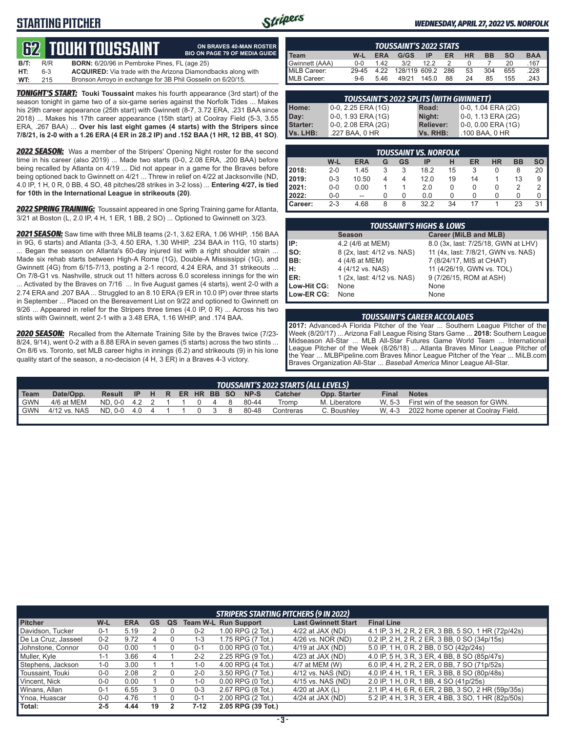# STARTING PITCHER

*WEDNESDAY, APRIL 27, 2022 VS. NORFOLK*

## 62 TOUKI TOUSSAINT

**ON BRAVES 40-MAN ROSTER**
**BIO ON PAGE 79 OF MEDIA GUIDE**

**B/T:** R/R **BORN:** 6/20/96 in Pembroke Pines, FL (age 25)
**HT:** 6-3 **ACQUIRED:** Via trade with the Arizona Diamondbacks along with
**WT:** 215 Bronson Arroyo in exchange for 3B Phil Gosselin on 6/20/15.

***TONIGHT'S START:*** **Touki Toussaint** makes his fourth appearance (3rd start) of the season tonight in game two of a six-game series against the Norfolk Tides ... Makes his 29th career appearance (25th start) with Gwinnett (8-7, 3.72 ERA, .231 BAA since 2018) ... Makes his 17th career appearance (15th start) at Coolray Field (5-3, 3.55 ERA, .267 BAA) ... **Over his last eight games (4 starts) with the Stripers since 7/8/21, is 2-0 with a 1.26 ERA (4 ER in 28.2 IP) and .152 BAA (1 HR, 12 BB, 41 SO)**.

***2022 SEASON:*** Was a member of the Stripers' Opening Night roster for the second time in his career (also 2019) ... Made two starts (0-0, 2.08 ERA, .200 BAA) before being recalled by Atlanta on 4/19 ... Did not appear in a game for the Braves before being optioned back to Gwinnett on 4/21 ... Threw in relief on 4/22 at Jacksonville (ND, 4.0 IP, 1 H, 0 R, 0 BB, 4 SO, 48 pitches/28 strikes in 3-2 loss) ... **Entering 4/27, is tied for 10th in the International League in strikeouts (20)**.

***2022 SPRING TRAINING:*** Toussaint appeared in one Spring Training game for Atlanta, 3/21 at Boston (L, 2.0 IP, 4 H, 1 ER, 1 BB, 2 SO) ... Optioned to Gwinnett on 3/23.

***2021 SEASON:*** Saw time with three MiLB teams (2-1, 3.62 ERA, 1.06 WHIP, .156 BAA in 9G, 6 starts) and Atlanta (3-3, 4.50 ERA, 1.30 WHIP, .234 BAA in 11G, 10 starts) ... Began the season on Atlanta's 60-day injured list with a right shoulder strain ... Made six rehab starts between High-A Rome (1G), Double-A Mississippi (1G), and Gwinnett (4G) from 6/15-7/13, posting a 2-1 record, 4.24 ERA, and 31 strikeouts ... On 7/8-G1 vs. Nashville, struck out 11 hitters across 6.0 scoreless innings for the win ... Activated by the Braves on 7/16 ... In five August games (4 starts), went 2-0 with a 2.74 ERA and .207 BAA ... Struggled to an 8.10 ERA (9 ER in 10.0 IP) over three starts in September ... Placed on the Bereavement List on 9/22 and optioned to Gwinnett on 9/26 ... Appeared in relief for the Stripers three times (4.0 IP, 0 R) ... Across his two stints with Gwinnett, went 2-1 with a 3.48 ERA, 1.16 WHIP, and .174 BAA.

***2020 SEASON:*** Recalled from the Alternate Training Site by the Braves twice (7/23-8/24, 9/14), went 0-2 with a 8.88 ERA in seven games (5 starts) across the two stints ... On 8/6 vs. Toronto, set MLB career highs in innings (6.2) and strikeouts (9) in his lone quality start of the season, a no-decision (4 H, 3 ER) in a Braves 4-3 victory.

### TOUSSAINT'S 2022 STATS

| Team | W-L | ERA | G/GS | IP | ER | HR | BB | SO | BAA |
|---|---|---|---|---|---|---|---|---|---|
| Gwinnett (AAA) | 0-0 | 1.42 | 3/2 | 12.2 | 2 | 0 | 7 | 20 | .167 |
| MiLB Career: | 29-45 | 4.22 | 128/119 | 609.2 | 286 | 53 | 304 | 655 | .228 |
| MLB Career: | 9-6 | 5.46 | 49/21 | 145.0 | 88 | 24 | 85 | 155 | .243 |

### TOUSSAINT'S 2022 SPLITS (WITH GWINNETT)

| | | | |
|---|---|---|---|
| Home: | 0-0, 2.25 ERA (1G) | Road: | 0-0, 1.04 ERA (2G) |
| Day: | 0-0, 1.93 ERA (1G) | Night: | 0-0, 1.13 ERA (2G) |
| Starter: | 0-0, 2.08 ERA (2G) | Reliever: | 0-0, 0.00 ERA (1G) |
| Vs. LHB: | .227 BAA, 0 HR | Vs. RHB: | .100 BAA, 0 HR |

### TOUSSAINT VS. NORFOLK

| | W-L | ERA | G | GS | IP | H | ER | HR | BB | SO |
|---|---|---|---|---|---|---|---|---|---|---|
| 2018: | 2-0 | 1.45 | 3 | 3 | 18.2 | 15 | 3 | 0 | 8 | 20 |
| 2019: | 0-3 | 10.50 | 4 | 4 | 12.0 | 19 | 14 | 1 | 13 | 9 |
| 2021: | 0-0 | 0.00 | 1 | 1 | 2.0 | 0 | 0 | 0 | 2 | 2 |
| 2022: | 0-0 | -- | 0 | 0 | 0.0 | 0 | 0 | 0 | 0 | 0 |
| Career: | 2-3 | 4.68 | 8 | 8 | 32.2 | 34 | 17 | 1 | 23 | 31 |

### TOUSSAINT'S HIGHS & LOWS

| | Season | Career (MiLB and MLB) |
|---|---|---|
| IP: | 4.2 (4/6 at MEM) | 8.0 (3x, last: 7/25/18, GWN at LHV) |
| SO: | 8 (2x, last: 4/12 vs. NAS) | 11 (4x, last: 7/8/21, GWN vs. NAS) |
| BB: | 4 (4/6 at MEM) | 7 (8/24/17, MIS at CHAT) |
| H: | 4 (4/12 vs. NAS) | 11 (4/26/19, GWN vs. TOL) |
| ER: | 1 (2x, last: 4/12 vs. NAS) | 9 (7/26/15, ROM at ASH) |
| Low-Hit CG: | None | None |
| Low-ER CG: | None | None |

### TOUSSAINT'S CAREER ACCOLADES

**2017:** Advanced-A Florida Pitcher of the Week (8/20/17) ... Arizona Fall League Rising Stars Game ... **2018:** Southern League Midseason All-Star ... MLB All-Star Futures Game World Team ... International League Pitcher of the Week (8/26/18) ... Atlanta Braves Minor League Pitcher of the Year ... MLBPipeline.com Braves Minor League Pitcher of the Year ... MiLB.com Braves Organization All-Star ... *Baseball America* Minor League All-Star.

### TOUSSAINT'S 2022 STARTS (ALL LEVELS)

| Team | Date/Opp. | Result | IP | H | R | ER | HR | BB | SO | NP-S | Catcher | Opp. Starter | Final | Notes |
|---|---|---|---|---|---|---|---|---|---|---|---|---|---|---|
| GWN | 4/6 at MEM | ND, 0-0 | 4.2 | 2 | 1 | 1 | 0 | 4 | 8 | 80-44 | Tromp | M. Liberatore | W, 5-3 | First win of the season for GWN. |
| GWN | 4/12 vs. NAS | ND, 0-0 | 4.0 | 4 | 1 | 1 | 0 | 3 | 8 | 80-48 | Contreras | C. Boushley | W, 4-3 | 2022 home opener at Coolray Field. |

### STRIPERS STARTING PITCHERS (9 IN 2022)

| Pitcher | W-L | ERA | GS | QS | Team W-L | Run Support | Last Gwinnett Start | Final Line |
|---|---|---|---|---|---|---|---|---|
| Davidson, Tucker | 0-1 | 5.19 | 2 | 0 | 0-2 | 1.00 RPG (2 Tot.) | 4/22 at JAX (ND) | 4.1 IP, 3 H, 2 R, 2 ER, 3 BB, 5 SO, 1 HR (72p/42s) |
| De La Cruz, Jasseel | 0-2 | 9.72 | 4 | 0 | 1-3 | 1.75 RPG (7 Tot.) | 4/26 vs. NOR (ND) | 0.2 IP, 2 H, 2 R, 2 ER, 3 BB, 0 SO (34p/15s) |
| Johnstone, Connor | 0-0 | 0.00 | 1 | 0 | 0-1 | 0.00 RPG (0 Tot.) | 4/19 at JAX (ND) | 5.0 IP, 1 H, 0 R, 2 BB, 0 SO (42p/24s) |
| Muller, Kyle | 1-1 | 3.66 | 4 | 1 | 2-2 | 2.25 RPG (9 Tot.) | 4/23 at JAX (ND) | 4.0 IP, 5 H, 3 R, 3 ER, 4 BB, 8 SO (85p/47s) |
| Stephens, Jackson | 1-0 | 3.00 | 1 | 1 | 1-0 | 4.00 RPG (4 Tot.) | 4/7 at MEM (W) | 6.0 IP, 4 H, 2 R, 2 ER, 0 BB, 7 SO (71p/52s) |
| Toussaint, Touki | 0-0 | 2.08 | 2 | 0 | 2-0 | 3.50 RPG (7 Tot.) | 4/12 vs. NAS (ND) | 4.0 IP, 4 H, 1 R, 1 ER, 3 BB, 8 SO (80p/48s) |
| Vincent, Nick | 0-0 | 0.00 | 1 | 0 | 1-0 | 0.00 RPG (0 Tot.) | 4/15 vs. NAS (ND) | 2.0 IP, 1 H, 0 R, 1 BB, 4 SO (41p/25s) |
| Winans, Allan | 0-1 | 6.55 | 3 | 0 | 0-3 | 2.67 RPG (8 Tot.) | 4/20 at JAX (L) | 2.1 IP, 4 H, 6 R, 6 ER, 2 BB, 3 SO, 2 HR (59p/35s) |
| Ynoa, Huascar | 0-0 | 4.76 | 1 | 0 | 0-1 | 2.00 RPG (2 Tot.) | 4/24 at JAX (ND) | 5.2 IP, 4 H, 3 R, 3 ER, 4 BB, 3 SO, 1 HR (82p/50s) |
| Total: | 2-5 | 4.44 | 19 | 2 | 7-12 | 2.05 RPG (39 Tot.) | | |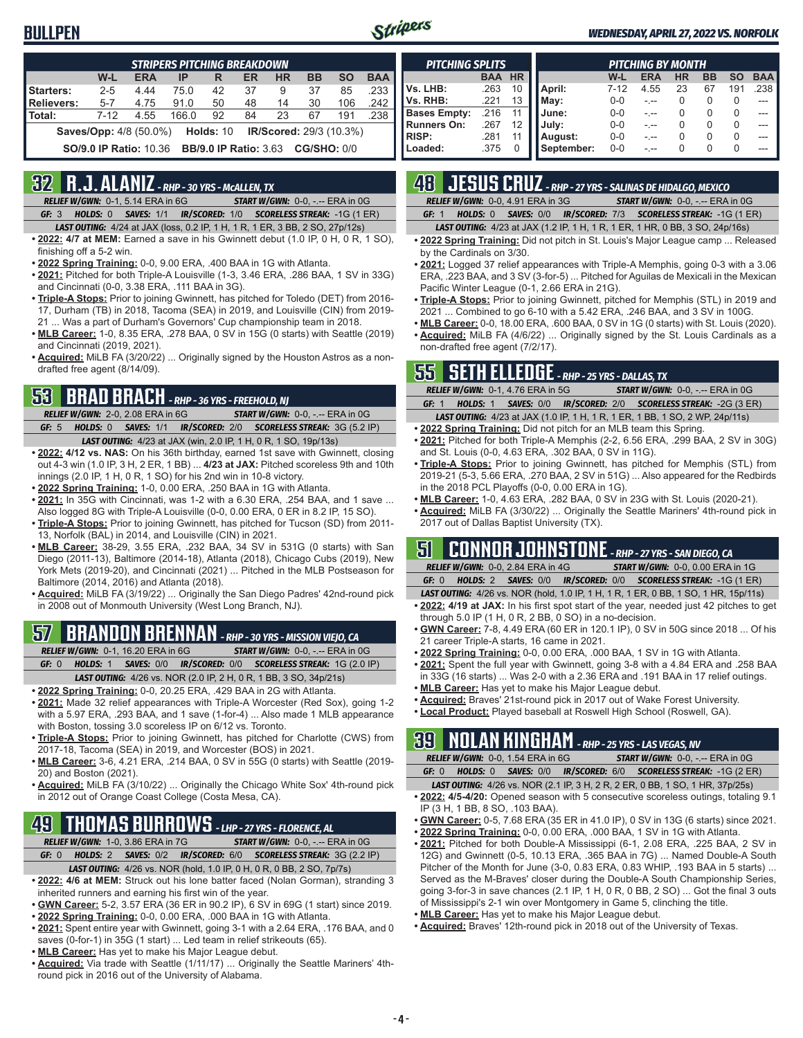# BULLPEN

*WEDNESDAY, APRIL 27, 2022 VS. NORFOLK*

| STRIPERS PITCHING BREAKDOWN | W-L | ERA | IP | R | ER | HR | BB | SO | BAA |
|---|---|---|---|---|---|---|---|---|---|
| Starters: | 2-5 | 4.44 | 75.0 | 42 | 37 | 9 | 37 | 85 | .233 |
| Relievers: | 5-7 | 4.75 | 91.0 | 50 | 48 | 14 | 30 | 106 | .242 |
| Total: | 7-12 | 4.55 | 166.0 | 92 | 84 | 23 | 67 | 191 | .238 |

**Saves/Opp:** 4/8 (50.0%) **Holds:** 10 **IR/Scored:** 29/3 (10.3%)

**SO/9.0 IP Ratio:** 10.36 **BB/9.0 IP Ratio:** 3.63 **CG/SHO:** 0/0

| PITCHING SPLITS | BAA | HR |
|---|---|---|
| Vs. LHB: | .263 | 10 |
| Vs. RHB: | .221 | 13 |
| Bases Empty: | .216 | 11 |
| Runners On: | .267 | 12 |
| RISP: | .281 | 11 |
| Loaded: | .375 | 0 |

| PITCHING BY MONTH | W-L | ERA | HR | BB | SO | BAA |
|---|---|---|---|---|---|---|
| April: | 7-12 | 4.55 | 23 | 67 | 191 | .238 |
| May: | 0-0 | -.-- | 0 | 0 | 0 | --- |
| June: | 0-0 | -.-- | 0 | 0 | 0 | --- |
| July: | 0-0 | -.-- | 0 | 0 | 0 | --- |
| August: | 0-0 | -.-- | 0 | 0 | 0 | --- |
| September: | 0-0 | -.-- | 0 | 0 | 0 | --- |

## 32 R.J. ALANIZ - RHP - 30 YRS - McALLEN, TX

*RELIEF W/GWN:* 0-1, 5.14 ERA in 6G *START W/GWN:* 0-0, -.-- ERA in 0G

*GF:* 3 *HOLDS:* 0 *SAVES:* 1/1 *IR/SCORED:* 1/0 *SCORELESS STREAK:* -1G (1 ER)

*LAST OUTING:* 4/24 at JAX (loss, 0.2 IP, 1 H, 1 R, 1 ER, 3 BB, 2 SO, 27p/12s)

- **2022: 4/7 at MEM:** Earned a save in his Gwinnett debut (1.0 IP, 0 H, 0 R, 1 SO), finishing off a 5-2 win.
- **2022 Spring Training:** 0-0, 9.00 ERA, .400 BAA in 1G with Atlanta.
- **2021:** Pitched for both Triple-A Louisville (1-3, 3.46 ERA, .286 BAA, 1 SV in 33G) and Cincinnati (0-0, 3.38 ERA, .111 BAA in 3G).
- **Triple-A Stops:** Prior to joining Gwinnett, has pitched for Toledo (DET) from 2016-17, Durham (TB) in 2018, Tacoma (SEA) in 2019, and Louisville (CIN) from 2019-21 ... Was a part of Durham's Governors' Cup championship team in 2018.
- **MLB Career:** 1-0, 8.35 ERA, .278 BAA, 0 SV in 15G (0 starts) with Seattle (2019) and Cincinnati (2019, 2021).
- **Acquired:** MiLB FA (3/20/22) ... Originally signed by the Houston Astros as a non-drafted free agent (8/14/09).

## 53 BRAD BRACH - RHP - 36 YRS - FREEHOLD, NJ

*RELIEF W/GWN:* 2-0, 2.08 ERA in 6G *START W/GWN:* 0-0, -.-- ERA in 0G

*GF:* 5 *HOLDS:* 0 *SAVES:* 1/1 *IR/SCORED:* 2/0 *SCORELESS STREAK:* 3G (5.2 IP)

*LAST OUTING:* 4/23 at JAX (win, 2.0 IP, 1 H, 0 R, 1 SO, 19p/13s)

- **2022: 4/12 vs. NAS:** On his 36th birthday, earned 1st save with Gwinnett, closing out 4-3 win (1.0 IP, 3 H, 2 ER, 1 BB) ... **4/23 at JAX:** Pitched scoreless 9th and 10th innings (2.0 IP, 1 H, 0 R, 1 SO) for his 2nd win in 10-8 victory.
- **2022 Spring Training:** 1-0, 0.00 ERA, .250 BAA in 1G with Atlanta.
- **2021:** In 35G with Cincinnati, was 1-2 with a 6.30 ERA, .254 BAA, and 1 save ... Also logged 8G with Triple-A Louisville (0-0, 0.00 ERA, 0 ER in 8.2 IP, 15 SO).
- **Triple-A Stops:** Prior to joining Gwinnett, has pitched for Tucson (SD) from 2011-13, Norfolk (BAL) in 2014, and Louisville (CIN) in 2021.
- **MLB Career:** 38-29, 3.55 ERA, .232 BAA, 34 SV in 531G (0 starts) with San Diego (2011-13), Baltimore (2014-18), Atlanta (2018), Chicago Cubs (2019), New York Mets (2019-20), and Cincinnati (2021) ... Pitched in the MLB Postseason for Baltimore (2014, 2016) and Atlanta (2018).
- **Acquired:** MiLB FA (3/19/22) ... Originally the San Diego Padres' 42nd-round pick in 2008 out of Monmouth University (West Long Branch, NJ).

## 57 BRANDON BRENNAN - RHP - 30 YRS - MISSION VIEJO, CA

*RELIEF W/GWN:* 0-1, 16.20 ERA in 6G *START W/GWN:* 0-0, -.-- ERA in 0G

*GF:* 0 *HOLDS:* 1 *SAVES:* 0/0 *IR/SCORED:* 0/0 *SCORELESS STREAK:* 1G (2.0 IP)

*LAST OUTING:* 4/26 vs. NOR (2.0 IP, 2 H, 0 R, 1 BB, 3 SO, 34p/21s)

- **2022 Spring Training:** 0-0, 20.25 ERA, .429 BAA in 2G with Atlanta.
- **2021:** Made 32 relief appearances with Triple-A Worcester (Red Sox), going 1-2 with a 5.97 ERA, .293 BAA, and 1 save (1-for-4) ... Also made 1 MLB appearance with Boston, tossing 3.0 scoreless IP on 6/12 vs. Toronto.
- **Triple-A Stops:** Prior to joining Gwinnett, has pitched for Charlotte (CWS) from 2017-18, Tacoma (SEA) in 2019, and Worcester (BOS) in 2021.
- **MLB Career:** 3-6, 4.21 ERA, .214 BAA, 0 SV in 55G (0 starts) with Seattle (2019-20) and Boston (2021).
- **Acquired:** MiLB FA (3/10/22) ... Originally the Chicago White Sox' 4th-round pick in 2012 out of Orange Coast College (Costa Mesa, CA).

## 49 THOMAS BURROWS - LHP - 27 YRS - FLORENCE, AL

*RELIEF W/GWN:* 1-0, 3.86 ERA in 7G *START W/GWN:* 0-0, -.-- ERA in 0G

*GF:* 0 *HOLDS:* 2 *SAVES:* 0/2 *IR/SCORED:* 6/0 *SCORELESS STREAK:* 1G (2.2 IP)

*LAST OUTING:* 4/26 vs. NOR (hold, 1.0 IP, 0 H, 0 R, 0 BB, 2 SO, 7p/7s)

- **2022: 4/6 at MEM:** Struck out his lone batter faced (Nolan Gorman), stranding 3 inherited runners and earning his first win of the year.
- **GWN Career:** 5-2, 3.57 ERA (36 ER in 90.2 IP), 6 SV in 69G (1 start) since 2019.
- **2022 Spring Training:** 0-0, 0.00 ERA, .000 BAA in 1G with Atlanta.
- **2021:** Spent entire year with Gwinnett, going 3-1 with a 2.64 ERA, .176 BAA, and 0 saves (0-for-1) in 35G (1 start) ... Led team in relief strikeouts (65).
- **MLB Career:** Has yet to make his Major League debut.
- **Acquired:** Via trade with Seattle (1/11/17) ... Originally the Seattle Mariners' 4th-round pick in 2016 out of the University of Alabama.

## 48 JESUS CRUZ - RHP - 27 YRS - SALINAS DE HIDALGO, MEXICO

*RELIEF W/GWN:* 0-0, 4.91 ERA in 3G *START W/GWN:* 0-0, -.-- ERA in 0G

*GF:* 1 *HOLDS:* 0 *SAVES:* 0/0 *IR/SCORED:* 7/3 *SCORELESS STREAK:* -1G (1 ER)

*LAST OUTING:* 4/23 at JAX (1.2 IP, 1 H, 1 R, 1 ER, 1 HR, 0 BB, 3 SO, 24p/16s)

- **2022 Spring Training:** Did not pitch in St. Louis's Major League camp ... Released by the Cardinals on 3/30.
- **2021:** Logged 37 relief appearances with Triple-A Memphis, going 0-3 with a 3.06 ERA, .223 BAA, and 3 SV (3-for-5) ... Pitched for Aguilas de Mexicali in the Mexican Pacific Winter League (0-1, 2.66 ERA in 21G).
- **Triple-A Stops:** Prior to joining Gwinnett, pitched for Memphis (STL) in 2019 and 2021 ... Combined to go 6-10 with a 5.42 ERA, .246 BAA, and 3 SV in 100G.
- **MLB Career:** 0-0, 18.00 ERA, .600 BAA, 0 SV in 1G (0 starts) with St. Louis (2020).
- **Acquired:** MiLB FA (4/6/22) ... Originally signed by the St. Louis Cardinals as a non-drafted free agent (7/2/17).

## 55 SETH ELLEDGE - RHP - 25 YRS - DALLAS, TX

*RELIEF W/GWN:* 0-1, 4.76 ERA in 5G *START W/GWN:* 0-0, -.-- ERA in 0G

*GF:* 1 *HOLDS:* 1 *SAVES:* 0/0 *IR/SCORED:* 2/0 *SCORELESS STREAK:* -2G (3 ER)

*LAST OUTING:* 4/23 at JAX (1.0 IP, 1 H, 1 R, 1 ER, 1 BB, 1 SO, 2 WP, 24p/11s)

- **2022 Spring Training:** Did not pitch for an MLB team this Spring.
- **2021:** Pitched for both Triple-A Memphis (2-2, 6.56 ERA, .299 BAA, 2 SV in 30G) and St. Louis (0-0, 4.63 ERA, .302 BAA, 0 SV in 11G).
- **Triple-A Stops:** Prior to joining Gwinnett, has pitched for Memphis (STL) from 2019-21 (5-3, 5.66 ERA, .270 BAA, 2 SV in 51G) ... Also appeared for the Redbirds in the 2018 PCL Playoffs (0-0, 0.00 ERA in 1G).
- **MLB Career:** 1-0, 4.63 ERA, .282 BAA, 0 SV in 23G with St. Louis (2020-21).
- **Acquired:** MiLB FA (3/30/22) ... Originally the Seattle Mariners' 4th-round pick in 2017 out of Dallas Baptist University (TX).

## 51 CONNOR JOHNSTONE - RHP - 27 YRS - SAN DIEGO, CA

*RELIEF W/GWN:* 0-0, 2.84 ERA in 4G *START W/GWN:* 0-0, 0.00 ERA in 1G

*GF:* 0 *HOLDS:* 2 *SAVES:* 0/0 *IR/SCORED:* 0/0 *SCORELESS STREAK:* -1G (1 ER)

*LAST OUTING:* 4/26 vs. NOR (hold, 1.0 IP, 1 H, 1 R, 1 ER, 0 BB, 1 SO, 1 HR, 15p/11s)

- **2022: 4/19 at JAX:** In his first spot start of the year, needed just 42 pitches to get through 5.0 IP (1 H, 0 R, 2 BB, 0 SO) in a no-decision.
- **GWN Career:** 7-8, 4.49 ERA (60 ER in 120.1 IP), 0 SV in 50G since 2018 ... Of his 21 career Triple-A starts, 16 came in 2021.
- **2022 Spring Training:** 0-0, 0.00 ERA, .000 BAA, 1 SV in 1G with Atlanta.
- **2021:** Spent the full year with Gwinnett, going 3-8 with a 4.84 ERA and .258 BAA in 33G (16 starts) ... Was 2-0 with a 2.36 ERA and .191 BAA in 17 relief outings.
- **MLB Career:** Has yet to make his Major League debut.
- **Acquired:** Braves' 21st-round pick in 2017 out of Wake Forest University.
- **Local Product:** Played baseball at Roswell High School (Roswell, GA).

## 39 NOLAN KINGHAM - RHP - 25 YRS - LAS VEGAS, NV

*RELIEF W/GWN:* 0-0, 1.54 ERA in 6G *START W/GWN:* 0-0, -.-- ERA in 0G

*GF:* 0 *HOLDS:* 0 *SAVES:* 0/0 *IR/SCORED:* 6/0 *SCORELESS STREAK:* -1G (2 ER)

*LAST OUTING:* 4/26 vs. NOR (2.1 IP, 3 H, 2 R, 2 ER, 0 BB, 1 SO, 1 HR, 37p/25s)

- **2022: 4/5-4/20:** Opened season with 5 consecutive scoreless outings, totaling 9.1 IP (3 H, 1 BB, 8 SO, .103 BAA).
- **GWN Career:** 0-5, 7.68 ERA (35 ER in 41.0 IP), 0 SV in 13G (6 starts) since 2021.
- **2022 Spring Training:** 0-0, 0.00 ERA, .000 BAA, 1 SV in 1G with Atlanta.
- **2021:** Pitched for both Double-A Mississippi (6-1, 2.08 ERA, .225 BAA, 2 SV in 12G) and Gwinnett (0-5, 10.13 ERA, .365 BAA in 7G) ... Named Double-A South Pitcher of the Month for June (3-0, 0.83 ERA, 0.83 WHIP, .193 BAA in 5 starts) ... Served as the M-Braves' closer during the Double-A South Championship Series, going 3-for-3 in save chances (2.1 IP, 1 H, 0 R, 0 BB, 2 SO) ... Got the final 3 outs of Mississippi's 2-1 win over Montgomery in Game 5, clinching the title.
- **MLB Career:** Has yet to make his Major League debut.
- **Acquired:** Braves' 12th-round pick in 2018 out of the University of Texas.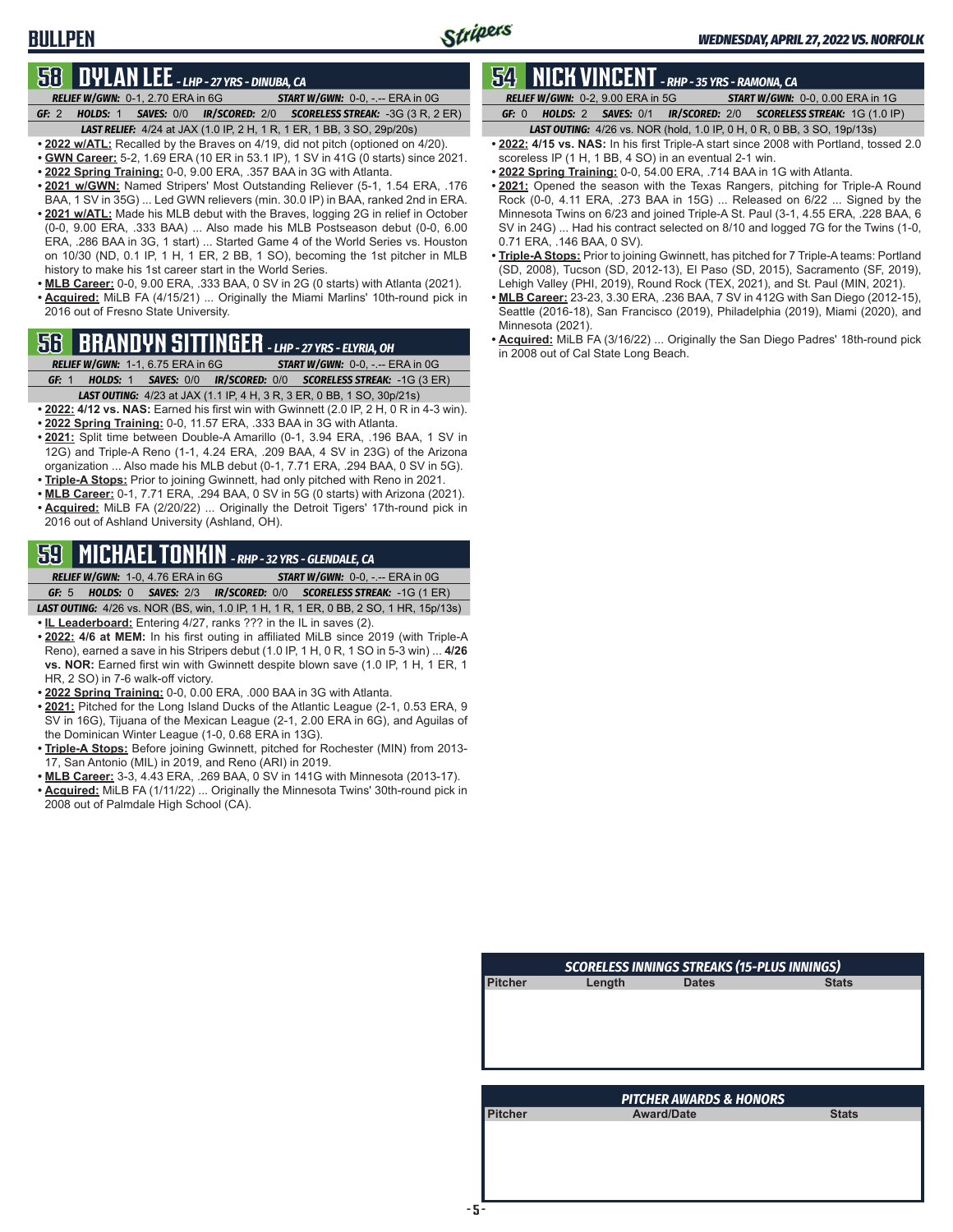# BULLPEN

## 58 DYLAN LEE - LHP - 27 YRS - DINUBA, CA

**RELIEF W/GWN:** 0-1, 2.70 ERA in 6G **START W/GWN:** 0-0, -.-- ERA in 0G

**GF:** 2 **HOLDS:** 1 **SAVES:** 0/0 **IR/SCORED:** 2/0 **SCORELESS STREAK:** -3G (3 R, 2 ER)

**LAST RELIEF:** 4/24 at JAX (1.0 IP, 2 H, 1 R, 1 ER, 1 BB, 3 SO, 29p/20s)

- **2022 w/ATL:** Recalled by the Braves on 4/19, did not pitch (optioned on 4/20).
- **GWN Career:** 5-2, 1.69 ERA (10 ER in 53.1 IP), 1 SV in 41G (0 starts) since 2021.
- **2022 Spring Training:** 0-0, 9.00 ERA, .357 BAA in 3G with Atlanta.
- **2021 w/GWN:** Named Stripers' Most Outstanding Reliever (5-1, 1.54 ERA, .176 BAA, 1 SV in 35G) ... Led GWN relievers (min. 30.0 IP) in BAA, ranked 2nd in ERA.
- **2021 w/ATL:** Made his MLB debut with the Braves, logging 2G in relief in October (0-0, 9.00 ERA, .333 BAA) ... Also made his MLB Postseason debut (0-0, 6.00 ERA, .286 BAA in 3G, 1 start) ... Started Game 4 of the World Series vs. Houston on 10/30 (ND, 0.1 IP, 1 H, 1 ER, 2 BB, 1 SO), becoming the 1st pitcher in MLB history to make his 1st career start in the World Series.
- **MLB Career:** 0-0, 9.00 ERA, .333 BAA, 0 SV in 2G (0 starts) with Atlanta (2021).
- **Acquired:** MiLB FA (4/15/21) ... Originally the Miami Marlins' 10th-round pick in 2016 out of Fresno State University.

## 56 BRANDYN SITTINGER - LHP - 27 YRS - ELYRIA, OH

**RELIEF W/GWN:** 1-1, 6.75 ERA in 6G **START W/GWN:** 0-0, -.-- ERA in 0G

**GF:** 1 **HOLDS:** 1 **SAVES:** 0/0 **IR/SCORED:** 0/0 **SCORELESS STREAK:** -1G (3 ER)

**LAST OUTING:** 4/23 at JAX (1.1 IP, 4 H, 3 R, 3 ER, 0 BB, 1 SO, 30p/21s)

- **2022: 4/12 vs. NAS:** Earned his first win with Gwinnett (2.0 IP, 2 H, 0 R in 4-3 win).
- **2022 Spring Training:** 0-0, 11.57 ERA, .333 BAA in 3G with Atlanta.
- **2021:** Split time between Double-A Amarillo (0-1, 3.94 ERA, .196 BAA, 1 SV in 12G) and Triple-A Reno (1-1, 4.24 ERA, .209 BAA, 4 SV in 23G) of the Arizona organization ... Also made his MLB debut (0-1, 7.71 ERA, .294 BAA, 0 SV in 5G).
- **Triple-A Stops:** Prior to joining Gwinnett, had only pitched with Reno in 2021.
- **MLB Career:** 0-1, 7.71 ERA, .294 BAA, 0 SV in 5G (0 starts) with Arizona (2021).
- **Acquired:** MiLB FA (2/20/22) ... Originally the Detroit Tigers' 17th-round pick in 2016 out of Ashland University (Ashland, OH).

## 59 MICHAEL TONKIN - RHP - 32 YRS - GLENDALE, CA

**RELIEF W/GWN:** 1-0, 4.76 ERA in 6G **START W/GWN:** 0-0, -.-- ERA in 0G

**GF:** 5 **HOLDS:** 0 **SAVES:** 2/3 **IR/SCORED:** 0/0 **SCORELESS STREAK:** -1G (1 ER)

**LAST OUTING:** 4/26 vs. NOR (BS, win, 1.0 IP, 1 H, 1 R, 1 ER, 0 BB, 2 SO, 1 HR, 15p/13s)

- **IL Leaderboard:** Entering 4/27, ranks ??? in the IL in saves (2).
- **2022: 4/6 at MEM:** In his first outing in affiliated MiLB since 2019 (with Triple-A Reno), earned a save in his Stripers debut (1.0 IP, 1 H, 0 R, 1 SO in 5-3 win) ... **4/26 vs. NOR:** Earned first win with Gwinnett despite blown save (1.0 IP, 1 H, 1 ER, 1 HR, 2 SO) in 7-6 walk-off victory.
- **2022 Spring Training:** 0-0, 0.00 ERA, .000 BAA in 3G with Atlanta.
- **2021:** Pitched for the Long Island Ducks of the Atlantic League (2-1, 0.53 ERA, 9 SV in 16G), Tijuana of the Mexican League (2-1, 2.00 ERA in 6G), and Aguilas of the Dominican Winter League (1-0, 0.68 ERA in 13G).
- **Triple-A Stops:** Before joining Gwinnett, pitched for Rochester (MIN) from 2013-17, San Antonio (MIL) in 2019, and Reno (ARI) in 2019.
- **MLB Career:** 3-3, 4.43 ERA, .269 BAA, 0 SV in 141G with Minnesota (2013-17).
- **Acquired:** MiLB FA (1/11/22) ... Originally the Minnesota Twins' 30th-round pick in 2008 out of Palmdale High School (CA).

## 54 NICK VINCENT - RHP - 35 YRS - RAMONA, CA

**RELIEF W/GWN:** 0-2, 9.00 ERA in 5G **START W/GWN:** 0-0, 0.00 ERA in 1G

**GF:** 0 **HOLDS:** 2 **SAVES:** 0/1 **IR/SCORED:** 2/0 **SCORELESS STREAK:** 1G (1.0 IP)

**LAST OUTING:** 4/26 vs. NOR (hold, 1.0 IP, 0 H, 0 R, 0 BB, 3 SO, 19p/13s)

- **2022: 4/15 vs. NAS:** In his first Triple-A start since 2008 with Portland, tossed 2.0 scoreless IP (1 H, 1 BB, 4 SO) in an eventual 2-1 win.
- **2022 Spring Training:** 0-0, 54.00 ERA, .714 BAA in 1G with Atlanta.
- **2021:** Opened the season with the Texas Rangers, pitching for Triple-A Round Rock (0-0, 4.11 ERA, .273 BAA in 15G) ... Released on 6/22 ... Signed by the Minnesota Twins on 6/23 and joined Triple-A St. Paul (3-1, 4.55 ERA, .228 BAA, 6 SV in 24G) ... Had his contract selected on 8/10 and logged 7G for the Twins (1-0, 0.71 ERA, .146 BAA, 0 SV).
- **Triple-A Stops:** Prior to joining Gwinnett, has pitched for 7 Triple-A teams: Portland (SD, 2008), Tucson (SD, 2012-13), El Paso (SD, 2015), Sacramento (SF, 2019), Lehigh Valley (PHI, 2019), Round Rock (TEX, 2021), and St. Paul (MIN, 2021).
- **MLB Career:** 23-23, 3.30 ERA, .236 BAA, 7 SV in 412G with San Diego (2012-15), Seattle (2016-18), San Francisco (2019), Philadelphia (2019), Miami (2020), and Minnesota (2021).
- **Acquired:** MiLB FA (3/16/22) ... Originally the San Diego Padres' 18th-round pick in 2008 out of Cal State Long Beach.

### SCORELESS INNINGS STREAKS (15-PLUS INNINGS)

| Pitcher | Length | Dates | Stats |
|---|---|---|---|
| | | | |

### PITCHER AWARDS & HONORS

| Pitcher | Award/Date | Stats |
|---|---|---|
| | | |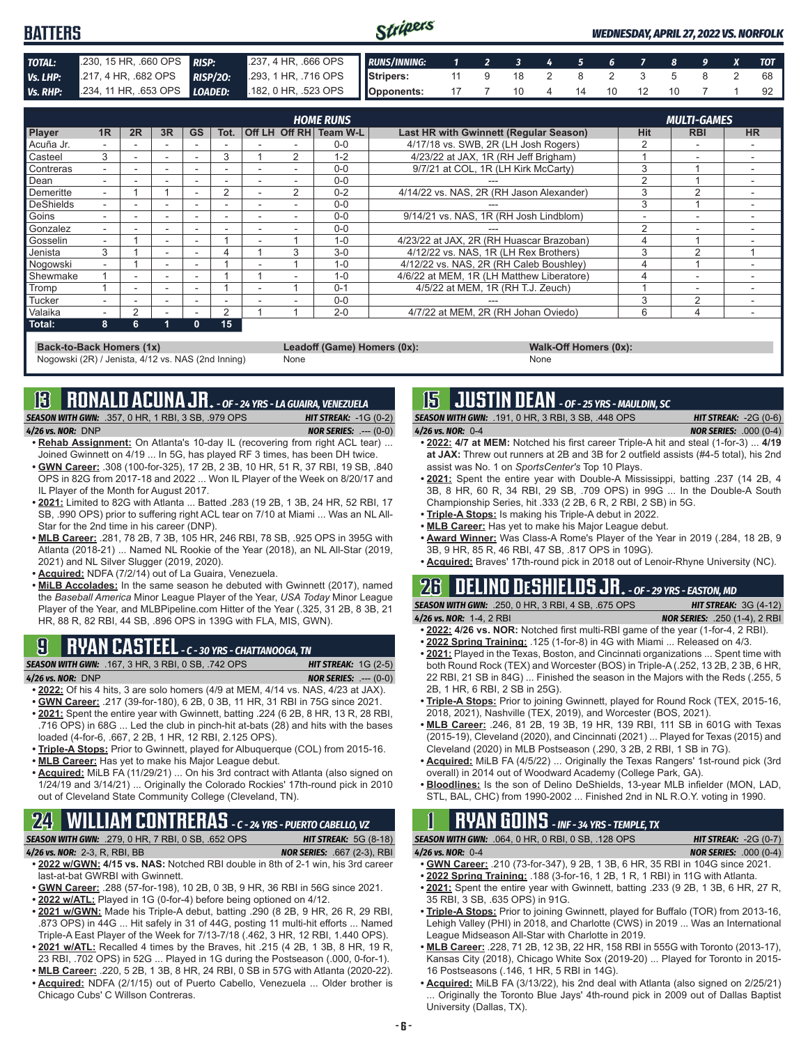## BATTERS

*WEDNESDAY, APRIL 27, 2022 VS. NORFOLK*

| | | | |
|---|---|---|---|
| **TOTAL:** | .230, 15 HR, .660 OPS | **RISP:** | .237, 4 HR, .666 OPS |
| **Vs. LHP:** | .217, 4 HR, .682 OPS | **RISP/2O:** | .293, 1 HR, .716 OPS |
| **Vs. RHP:** | .234, 11 HR, .653 OPS | **LOADED:** | .182, 0 HR, .523 OPS |

| RUNS/INNING: | 1 | 2 | 3 | 4 | 5 | 6 | 7 | 8 | 9 | X | TOT |
|---|---|---|---|---|---|---|---|---|---|---|---|
| Stripers: | 11 | 9 | 18 | 2 | 8 | 2 | 3 | 5 | 8 | 2 | 68 |
| Opponents: | 17 | 7 | 10 | 4 | 14 | 10 | 12 | 10 | 7 | 1 | 92 |

| Player | 1R | 2R | 3R | GS | Tot. | Off LH | Off RH | Team W-L | Last HR with Gwinnett (Regular Season) | Hit | RBI | HR |
|---|---|---|---|---|---|---|---|---|---|---|---|---|
| Acuña Jr. | - | - | - | - | - | - | - | 0-0 | 4/17/18 vs. SWB, 2R (LH Josh Rogers) | 2 | - | - |
| Casteel | 3 | - | - | - | 3 | 1 | 2 | 1-2 | 4/23/22 at JAX, 1R (RH Jeff Brigham) | 1 | - | - |
| Contreras | - | - | - | - | - | - | - | 0-0 | 9/7/21 at COL, 1R (LH Kirk McCarty) | 3 | 1 | - |
| Dean | - | - | - | - | - | - | - | 0-0 | --- | 2 | 1 | - |
| Demeritte | - | 1 | 1 | - | 2 | - | 2 | 0-2 | 4/14/22 vs. NAS, 2R (RH Jason Alexander) | 3 | 2 | - |
| DeShields | - | - | - | - | - | - | - | 0-0 | --- | 3 | 1 | - |
| Goins | - | - | - | - | - | - | - | 0-0 | 9/14/21 vs. NAS, 1R (RH Josh Lindblom) | - | - | - |
| Gonzalez | - | - | - | - | - | - | - | 0-0 | --- | 2 | - | - |
| Gosselin | - | 1 | - | - | 1 | - | 1 | 1-0 | 4/23/22 at JAX, 2R (RH Huascar Brazoban) | 4 | 1 | - |
| Jenista | 3 | 1 | - | - | 4 | 1 | 3 | 3-0 | 4/12/22 vs. NAS, 1R (LH Rex Brothers) | 3 | 2 | 1 |
| Nogowski | - | 1 | - | - | 1 | - | 1 | 1-0 | 4/12/22 vs. NAS, 2R (RH Caleb Boushley) | 4 | 1 | - |
| Shewmake | 1 | - | - | - | 1 | 1 | - | 1-0 | 4/6/22 at MEM, 1R (LH Matthew Liberatore) | 4 | - | - |
| Tromp | 1 | - | - | - | 1 | - | 1 | 0-1 | 4/5/22 at MEM, 1R (RH T.J. Zeuch) | 1 | - | - |
| Tucker | - | - | - | - | - | - | - | 0-0 | --- | 3 | 2 | - |
| Valaika | - | 2 | - | - | 2 | 1 | 1 | 2-0 | 4/7/22 at MEM, 2R (RH Johan Oviedo) | 6 | 4 | - |
| **Total:** | **8** | **6** | **1** | **0** | **15** | | | | | | | |

**Back-to-Back Homers (1x)**
Nogowski (2R) / Jenista, 4/12 vs. NAS (2nd Inning)

**Leadoff (Game) Homers (0x):**
None

**Walk-Off Homers (0x):**
None

## 13 RONALD ACUNA JR. - OF - 24 YRS - LA GUAIRA, VENEZUELA

*SEASON WITH GWN:* .357, 0 HR, 1 RBI, 3 SB, .979 OPS — *HIT STREAK:* -1G (0-2)
*4/26 vs. NOR:* DNP — *NOR SERIES:* .--- (0-0)

- **Rehab Assignment:** On Atlanta's 10-day IL (recovering from right ACL tear) ... Joined Gwinnett on 4/19 ... In 5G, has played RF 3 times, has been DH twice.
- **GWN Career:** .308 (100-for-325), 17 2B, 2 3B, 10 HR, 51 R, 37 RBI, 19 SB, .840 OPS in 82G from 2017-18 and 2022 ... Won IL Player of the Week on 8/20/17 and IL Player of the Month for August 2017.
- **2021:** Limited to 82G with Atlanta ... Batted .283 (19 2B, 1 3B, 24 HR, 52 RBI, 17 SB, .990 OPS) prior to suffering right ACL tear on 7/10 at Miami ... Was an NL All-Star for the 2nd time in his career (DNP).
- **MLB Career:** .281, 78 2B, 7 3B, 105 HR, 246 RBI, 78 SB, .925 OPS in 395G with Atlanta (2018-21) ... Named NL Rookie of the Year (2018), an NL All-Star (2019, 2021) and NL Silver Slugger (2019, 2020).
- **Acquired:** NDFA (7/2/14) out of La Guaira, Venezuela.
- **MiLB Accolades:** In the same season he debuted with Gwinnett (2017), named the *Baseball America* Minor League Player of the Year, *USA Today* Minor League Player of the Year, and MLBPipeline.com Hitter of the Year (.325, 31 2B, 8 3B, 21 HR, 88 R, 82 RBI, 44 SB, .896 OPS in 139G with FLA, MIS, GWN).

## 9 RYAN CASTEEL - C - 30 YRS - CHATTANOOGA, TN

*SEASON WITH GWN:* .167, 3 HR, 3 RBI, 0 SB, .742 OPS — *HIT STREAK:* 1G (2-5)
*4/26 vs. NOR:* DNP — *NOR SERIES:* .--- (0-0)

- **2022:** Of his 4 hits, 3 are solo homers (4/9 at MEM, 4/14 vs. NAS, 4/23 at JAX).
- **GWN Career:** .217 (39-for-180), 6 2B, 0 3B, 11 HR, 31 RBI in 75G since 2021.
- **2021:** Spent the entire year with Gwinnett, batting .224 (6 2B, 8 HR, 13 R, 28 RBI, .716 OPS) in 68G ... Led the club in pinch-hit at-bats (28) and hits with the bases loaded (4-for-6, .667, 2 2B, 1 HR, 12 RBI, 2.125 OPS).
- **Triple-A Stops:** Prior to Gwinnett, played for Albuquerque (COL) from 2015-16.
- **MLB Career:** Has yet to make his Major League debut.
- **Acquired:** MiLB FA (11/29/21) ... On his 3rd contract with Atlanta (also signed on 1/24/19 and 3/14/21) ... Originally the Colorado Rockies' 17th-round pick in 2010 out of Cleveland State Community College (Cleveland, TN).

## 24 WILLIAM CONTRERAS - C - 24 YRS - PUERTO CABELLO, VZ

*SEASON WITH GWN:* .279, 0 HR, 7 RBI, 0 SB, .652 OPS — *HIT STREAK:* 5G (8-18)
*4/26 vs. NOR:* 2-3, R, RBI, BB — *NOR SERIES:* .667 (2-3), RBI

- **2022 w/GWN: 4/15 vs. NAS:** Notched RBI double in 8th of 2-1 win, his 3rd career last-at-bat GWRBI with Gwinnett.
- **GWN Career:** .288 (57-for-198), 10 2B, 0 3B, 9 HR, 36 RBI in 56G since 2021.
- **2022 w/ATL:** Played in 1G (0-for-4) before being optioned on 4/12.
- **2021 w/GWN:** Made his Triple-A debut, batting .290 (8 2B, 9 HR, 26 R, 29 RBI, .873 OPS) in 44G ... Hit safely in 31 of 44G, posting 11 multi-hit efforts ... Named Triple-A East Player of the Week for 7/13-7/18 (.462, 3 HR, 12 RBI, 1.440 OPS).
- **2021 w/ATL:** Recalled 4 times by the Braves, hit .215 (4 2B, 1 3B, 8 HR, 19 R, 23 RBI, .702 OPS) in 52G ... Played in 1G during the Postseason (.000, 0-for-1).
- **MLB Career:** .220, 5 2B, 1 3B, 8 HR, 24 RBI, 0 SB in 57G with Atlanta (2020-22).
- **Acquired:** NDFA (2/1/15) out of Puerto Cabello, Venezuela ... Older brother is Chicago Cubs' C Willson Contreras.

## 15 JUSTIN DEAN - OF - 25 YRS - MAULDIN, SC

*SEASON WITH GWN:* .191, 0 HR, 3 RBI, 3 SB, .448 OPS — *HIT STREAK:* -2G (0-6)
*4/26 vs. NOR:* 0-4 — *NOR SERIES:* .000 (0-4)

- **2022: 4/7 at MEM:** Notched his first career Triple-A hit and steal (1-for-3) ... **4/19 at JAX:** Threw out runners at 2B and 3B for 2 outfield assists (#4-5 total), his 2nd assist was No. 1 on *SportsCenter's* Top 10 Plays.
- **2021:** Spent the entire year with Double-A Mississippi, batting .237 (14 2B, 4 3B, 8 HR, 60 R, 34 RBI, 29 SB, .709 OPS) in 99G ... In the Double-A South Championship Series, hit .333 (2 2B, 6 R, 2 RBI, 2 SB) in 5G.
- **Triple-A Stops:** Is making his Triple-A debut in 2022.
- **MLB Career:** Has yet to make his Major League debut.
- **Award Winner:** Was Class-A Rome's Player of the Year in 2019 (.284, 18 2B, 9 3B, 9 HR, 85 R, 46 RBI, 47 SB, .817 OPS in 109G).
- **Acquired:** Braves' 17th-round pick in 2018 out of Lenoir-Rhyne University (NC).

## 26 DELINO DESHIELDS JR. - OF - 29 YRS - EASTON, MD

*SEASON WITH GWN:* .250, 0 HR, 3 RBI, 4 SB, .675 OPS — *HIT STREAK:* 3G (4-12)
*4/26 vs. NOR:* 1-4, 2 RBI — *NOR SERIES:* .250 (1-4), 2 RBI

- **2022: 4/26 vs. NOR:** Notched first multi-RBI game of the year (1-for-4, 2 RBI).
- **2022 Spring Training:** .125 (1-for-8) in 4G with Miami ... Released on 4/3.
- **2021:** Played in the Texas, Boston, and Cincinnati organizations ... Spent time with both Round Rock (TEX) and Worcester (BOS) in Triple-A (.252, 13 2B, 2 3B, 6 HR, 22 RBI, 21 SB in 84G) ... Finished the season in the Majors with the Reds (.255, 5 2B, 1 HR, 6 RBI, 2 SB in 25G).
- **Triple-A Stops:** Prior to joining Gwinnett, played for Round Rock (TEX, 2015-16, 2018, 2021), Nashville (TEX, 2019), and Worcester (BOS, 2021).
- **MLB Career:** .246, 81 2B, 19 3B, 19 HR, 139 RBI, 111 SB in 601G with Texas (2015-19), Cleveland (2020), and Cincinnati (2021) ... Played for Texas (2015) and Cleveland (2020) in MLB Postseason (.290, 3 2B, 2 RBI, 1 SB in 7G).
- **Acquired:** MiLB FA (4/5/22) ... Originally the Texas Rangers' 1st-round pick (3rd overall) in 2014 out of Woodward Academy (College Park, GA).
- **Bloodlines:** Is the son of Delino DeShields, 13-year MLB infielder (MON, LAD, STL, BAL, CHC) from 1990-2002 ... Finished 2nd in NL R.O.Y. voting in 1990.

## 1 RYAN GOINS - INF - 34 YRS - TEMPLE, TX

*SEASON WITH GWN:* .064, 0 HR, 0 RBI, 0 SB, .128 OPS — *HIT STREAK:* -2G (0-7)
*4/26 vs. NOR:* 0-4 — *NOR SERIES:* .000 (0-4)

- **GWN Career:** .210 (73-for-347), 9 2B, 1 3B, 6 HR, 35 RBI in 104G since 2021.
- **2022 Spring Training:** .188 (3-for-16, 1 2B, 1 R, 1 RBI) in 11G with Atlanta.
- **2021:** Spent the entire year with Gwinnett, batting .233 (9 2B, 1 3B, 6 HR, 27 R, 35 RBI, 3 SB, .635 OPS) in 91G.
- **Triple-A Stops:** Prior to joining Gwinnett, played for Buffalo (TOR) from 2013-16, Lehigh Valley (PHI) in 2018, and Charlotte (CWS) in 2019 ... Was an International League Midseason All-Star with Charlotte in 2019.
- **MLB Career:** .228, 71 2B, 12 3B, 22 HR, 158 RBI in 555G with Toronto (2013-17), Kansas City (2018), Chicago White Sox (2019-20) ... Played for Toronto in 2015-16 Postseasons (.146, 1 HR, 5 RBI in 14G).
- **Acquired:** MiLB FA (3/13/22), his 2nd deal with Atlanta (also signed on 2/25/21) ... Originally the Toronto Blue Jays' 4th-round pick in 2009 out of Dallas Baptist University (Dallas, TX).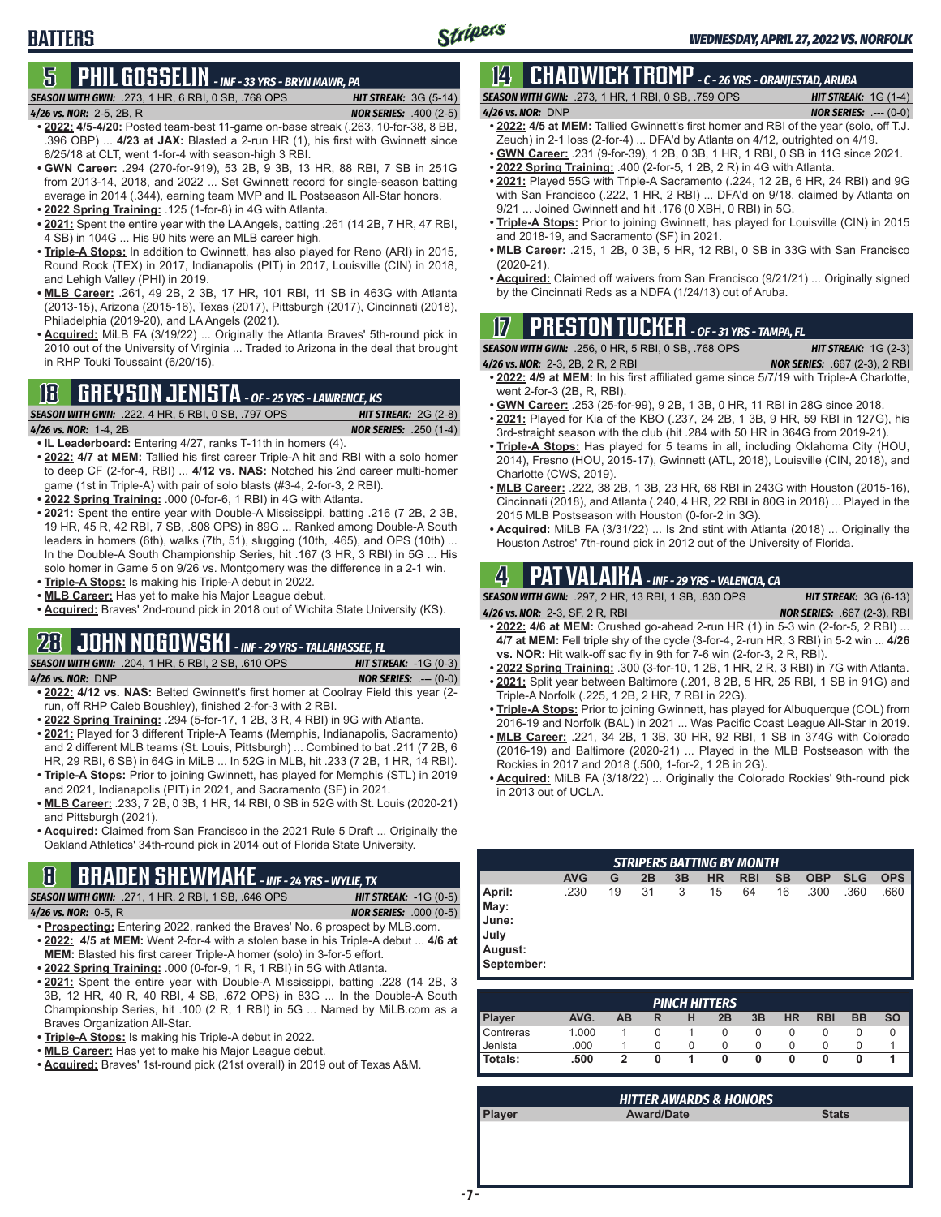# BATTERS

*WEDNESDAY, APRIL 27, 2022 VS. NORFOLK*

## 5 PHIL GOSSELIN - INF - 33 YRS - BRYN MAWR, PA

**SEASON WITH GWN:** .273, 1 HR, 6 RBI, 0 SB, .768 OPS — **HIT STREAK:** 3G (5-14)
**4/26 vs. NOR:** 2-5, 2B, R — **NOR SERIES:** .400 (2-5)

- **2022:** **4/5-4/20:** Posted team-best 11-game on-base streak (.263, 10-for-38, 8 BB, .396 OBP) ... **4/23 at JAX:** Blasted a 2-run HR (1), his first with Gwinnett since 8/25/18 at CLT, went 1-for-4 with season-high 3 RBI.
- **GWN Career:** .294 (270-for-919), 53 2B, 9 3B, 13 HR, 88 RBI, 7 SB in 251G from 2013-14, 2018, and 2022 ... Set Gwinnett record for single-season batting average in 2014 (.344), earning team MVP and IL Postseason All-Star honors.
- **2022 Spring Training:** .125 (1-for-8) in 4G with Atlanta.
- **2021:** Spent the entire year with the LA Angels, batting .261 (14 2B, 7 HR, 47 RBI, 4 SB) in 104G ... His 90 hits were an MLB career high.
- **Triple-A Stops:** In addition to Gwinnett, has also played for Reno (ARI) in 2015, Round Rock (TEX) in 2017, Indianapolis (PIT) in 2017, Louisville (CIN) in 2018, and Lehigh Valley (PHI) in 2019.
- **MLB Career:** .261, 49 2B, 2 3B, 17 HR, 101 RBI, 11 SB in 463G with Atlanta (2013-15), Arizona (2015-16), Texas (2017), Pittsburgh (2017), Cincinnati (2018), Philadelphia (2019-20), and LA Angels (2021).
- **Acquired:** MiLB FA (3/19/22) ... Originally the Atlanta Braves' 5th-round pick in 2010 out of the University of Virginia ... Traded to Arizona in the deal that brought in RHP Touki Toussaint (6/20/15).

## 18 GREYSON JENISTA - OF - 25 YRS - LAWRENCE, KS

**SEASON WITH GWN:** .222, 4 HR, 5 RBI, 0 SB, .797 OPS — **HIT STREAK:** 2G (2-8)
**4/26 vs. NOR:** 1-4, 2B — **NOR SERIES:** .250 (1-4)

- **IL Leaderboard:** Entering 4/27, ranks T-11th in homers (4).
- **2022:** **4/7 at MEM:** Tallied his first career Triple-A hit and RBI with a solo homer to deep CF (2-for-4, RBI) ... **4/12 vs. NAS:** Notched his 2nd career multi-homer game (1st in Triple-A) with pair of solo blasts (#3-4, 2-for-3, 2 RBI).
- **2022 Spring Training:** .000 (0-for-6, 1 RBI) in 4G with Atlanta.
- **2021:** Spent the entire year with Double-A Mississippi, batting .216 (7 2B, 2 3B, 19 HR, 45 R, 42 RBI, 7 SB, .808 OPS) in 89G ... Ranked among Double-A South leaders in homers (6th), walks (7th, 51), slugging (10th, .465), and OPS (10th) ... In the Double-A South Championship Series, hit .167 (3 HR, 3 RBI) in 5G ... His solo homer in Game 5 on 9/26 vs. Montgomery was the difference in a 2-1 win.
- **Triple-A Stops:** Is making his Triple-A debut in 2022.
- **MLB Career:** Has yet to make his Major League debut.
- **Acquired:** Braves' 2nd-round pick in 2018 out of Wichita State University (KS).

## 28 JOHN NOGOWSKI - INF - 29 YRS - TALLAHASSEE, FL

**SEASON WITH GWN:** .204, 1 HR, 5 RBI, 2 SB, .610 OPS — **HIT STREAK:** -1G (0-3)
**4/26 vs. NOR:** DNP — **NOR SERIES:** .--- (0-0)

- **2022:** **4/12 vs. NAS:** Belted Gwinnett's first homer at Coolray Field this year (2-run, off RHP Caleb Boushley), finished 2-for-3 with 2 RBI.
- **2022 Spring Training:** .294 (5-for-17, 1 2B, 3 R, 4 RBI) in 9G with Atlanta.
- **2021:** Played for 3 different Triple-A Teams (Memphis, Indianapolis, Sacramento) and 2 different MLB teams (St. Louis, Pittsburgh) ... Combined to bat .211 (7 2B, 6 HR, 29 RBI, 6 SB) in 64G in MiLB ... In 52G in MLB, hit .233 (7 2B, 1 HR, 14 RBI).
- **Triple-A Stops:** Prior to joining Gwinnett, has played for Memphis (STL) in 2019 and 2021, Indianapolis (PIT) in 2021, and Sacramento (SF) in 2021.
- **MLB Career:** .233, 7 2B, 0 3B, 1 HR, 14 RBI, 0 SB in 52G with St. Louis (2020-21) and Pittsburgh (2021).
- **Acquired:** Claimed from San Francisco in the 2021 Rule 5 Draft ... Originally the Oakland Athletics' 34th-round pick in 2014 out of Florida State University.

## 8 BRADEN SHEWMAKE - INF - 24 YRS - WYLIE, TX

**SEASON WITH GWN:** .271, 1 HR, 2 RBI, 1 SB, .646 OPS — **HIT STREAK:** -1G (0-5)
**4/26 vs. NOR:** 0-5, R — **NOR SERIES:** .000 (0-5)

- **Prospecting:** Entering 2022, ranked the Braves' No. 6 prospect by MLB.com.
- **2022:** **4/5 at MEM:** Went 2-for-4 with a stolen base in his Triple-A debut ... **4/6 at MEM:** Blasted his first career Triple-A homer (solo) in 3-for-5 effort.
- **2022 Spring Training:** .000 (0-for-9, 1 R, 1 RBI) in 5G with Atlanta.
- **2021:** Spent the entire year with Double-A Mississippi, batting .228 (14 2B, 3 3B, 12 HR, 40 R, 40 RBI, 4 SB, .672 OPS) in 83G ... In the Double-A South Championship Series, hit .100 (2 R, 1 RBI) in 5G ... Named by MiLB.com as a Braves Organization All-Star.
- **Triple-A Stops:** Is making his Triple-A debut in 2022.
- **MLB Career:** Has yet to make his Major League debut.
- **Acquired:** Braves' 1st-round pick (21st overall) in 2019 out of Texas A&M.

## 14 CHADWICK TROMP - C - 26 YRS - ORANJESTAD, ARUBA

**SEASON WITH GWN:** .273, 1 HR, 1 RBI, 0 SB, .759 OPS — **HIT STREAK:** 1G (1-4)
**4/26 vs. NOR:** DNP — **NOR SERIES:** .--- (0-0)

- **2022:** **4/5 at MEM:** Tallied Gwinnett's first homer and RBI of the year (solo, off T.J. Zeuch) in 2-1 loss (2-for-4) ... DFA'd by Atlanta on 4/12, outrighted on 4/19.
- **GWN Career:** .231 (9-for-39), 1 2B, 0 3B, 1 HR, 1 RBI, 0 SB in 11G since 2021.
- **2022 Spring Training:** .400 (2-for-5, 1 2B, 2 R) in 4G with Atlanta.
- **2021:** Played 55G with Triple-A Sacramento (.224, 12 2B, 6 HR, 24 RBI) and 9G with San Francisco (.222, 1 HR, 2 RBI) ... DFA'd on 9/18, claimed by Atlanta on 9/21 ... Joined Gwinnett and hit .176 (0 XBH, 0 RBI) in 5G.
- **Triple-A Stops:** Prior to joining Gwinnett, has played for Louisville (CIN) in 2015 and 2018-19, and Sacramento (SF) in 2021.
- **MLB Career:** .215, 1 2B, 0 3B, 5 HR, 12 RBI, 0 SB in 33G with San Francisco (2020-21).
- **Acquired:** Claimed off waivers from San Francisco (9/21/21) ... Originally signed by the Cincinnati Reds as a NDFA (1/24/13) out of Aruba.

## 17 PRESTON TUCKER - OF - 31 YRS - TAMPA, FL

**SEASON WITH GWN:** .256, 0 HR, 5 RBI, 0 SB, .768 OPS — **HIT STREAK:** 1G (2-3)
**4/26 vs. NOR:** 2-3, 2B, 2 R, 2 RBI — **NOR SERIES:** .667 (2-3), 2 RBI

- **2022:** **4/9 at MEM:** In his first affiliated game since 5/7/19 with Triple-A Charlotte, went 2-for-3 (2B, R, RBI).
- **GWN Career:** .253 (25-for-99), 9 2B, 1 3B, 0 HR, 11 RBI in 28G since 2018.
- **2021:** Played for Kia of the KBO (.237, 24 2B, 1 3B, 9 HR, 59 RBI in 127G), his 3rd-straight season with the club (hit .284 with 50 HR in 364G from 2019-21).
- **Triple-A Stops:** Has played for 5 teams in all, including Oklahoma City (HOU, 2014), Fresno (HOU, 2015-17), Gwinnett (ATL, 2018), Louisville (CIN, 2018), and Charlotte (CWS, 2019).
- **MLB Career:** .222, 38 2B, 1 3B, 23 HR, 68 RBI in 243G with Houston (2015-16), Cincinnati (2018), and Atlanta (.240, 4 HR, 22 RBI in 80G in 2018) ... Played in the 2015 MLB Postseason with Houston (0-for-2 in 3G).
- **Acquired:** MiLB FA (3/31/22) ... Is 2nd stint with Atlanta (2018) ... Originally the Houston Astros' 7th-round pick in 2012 out of the University of Florida.

## 4 PAT VALAIKA - INF - 29 YRS - VALENCIA, CA

**SEASON WITH GWN:** .297, 2 HR, 13 RBI, 1 SB, .830 OPS — **HIT STREAK:** 3G (6-13)
**4/26 vs. NOR:** 2-3, SF, 2 R, RBI — **NOR SERIES:** .667 (2-3), RBI

- **2022:** **4/6 at MEM:** Crushed go-ahead 2-run HR (1) in 5-3 win (2-for-5, 2 RBI) ... **4/7 at MEM:** Fell triple shy of the cycle (3-for-4, 2-run HR, 3 RBI) in 5-2 win ... **4/26 vs. NOR:** Hit walk-off sac fly in 9th for 7-6 win (2-for-3, 2 R, RBI).
- **2022 Spring Training:** .300 (3-for-10, 1 2B, 1 HR, 2 R, 3 RBI) in 7G with Atlanta.
- **2021:** Split year between Baltimore (.201, 8 2B, 5 HR, 25 RBI, 1 SB in 91G) and Triple-A Norfolk (.225, 1 2B, 2 HR, 7 RBI in 22G).
- **Triple-A Stops:** Prior to joining Gwinnett, has played for Albuquerque (COL) from 2016-19 and Norfolk (BAL) in 2021 ... Was Pacific Coast League All-Star in 2019.
- **MLB Career:** .221, 34 2B, 1 3B, 30 HR, 92 RBI, 1 SB in 374G with Colorado (2016-19) and Baltimore (2020-21) ... Played in the MLB Postseason with the Rockies in 2017 and 2018 (.500, 1-for-2, 1 2B in 2G).
- **Acquired:** MiLB FA (3/18/22) ... Originally the Colorado Rockies' 9th-round pick in 2013 out of UCLA.

### STRIPERS BATTING BY MONTH

| | AVG | G | 2B | 3B | HR | RBI | SB | OBP | SLG | OPS |
|---|---|---|---|---|---|---|---|---|---|---|
| April: | .230 | 19 | 31 | 3 | 15 | 64 | 16 | .300 | .360 | .660 |
| May: | | | | | | | | | | |
| June: | | | | | | | | | | |
| July | | | | | | | | | | |
| August: | | | | | | | | | | |
| September: | | | | | | | | | | |

### PINCH HITTERS

| Player | AVG. | AB | R | H | 2B | 3B | HR | RBI | BB | SO |
|---|---|---|---|---|---|---|---|---|---|---|
| Contreras | 1.000 | 1 | 0 | 1 | 0 | 0 | 0 | 0 | 0 | 0 |
| Jenista | .000 | 1 | 0 | 0 | 0 | 0 | 0 | 0 | 0 | 1 |
| **Totals:** | **.500** | **2** | **0** | **1** | **0** | **0** | **0** | **0** | **0** | **1** |

### HITTER AWARDS & HONORS

| Player | Award/Date | Stats |
|---|---|---|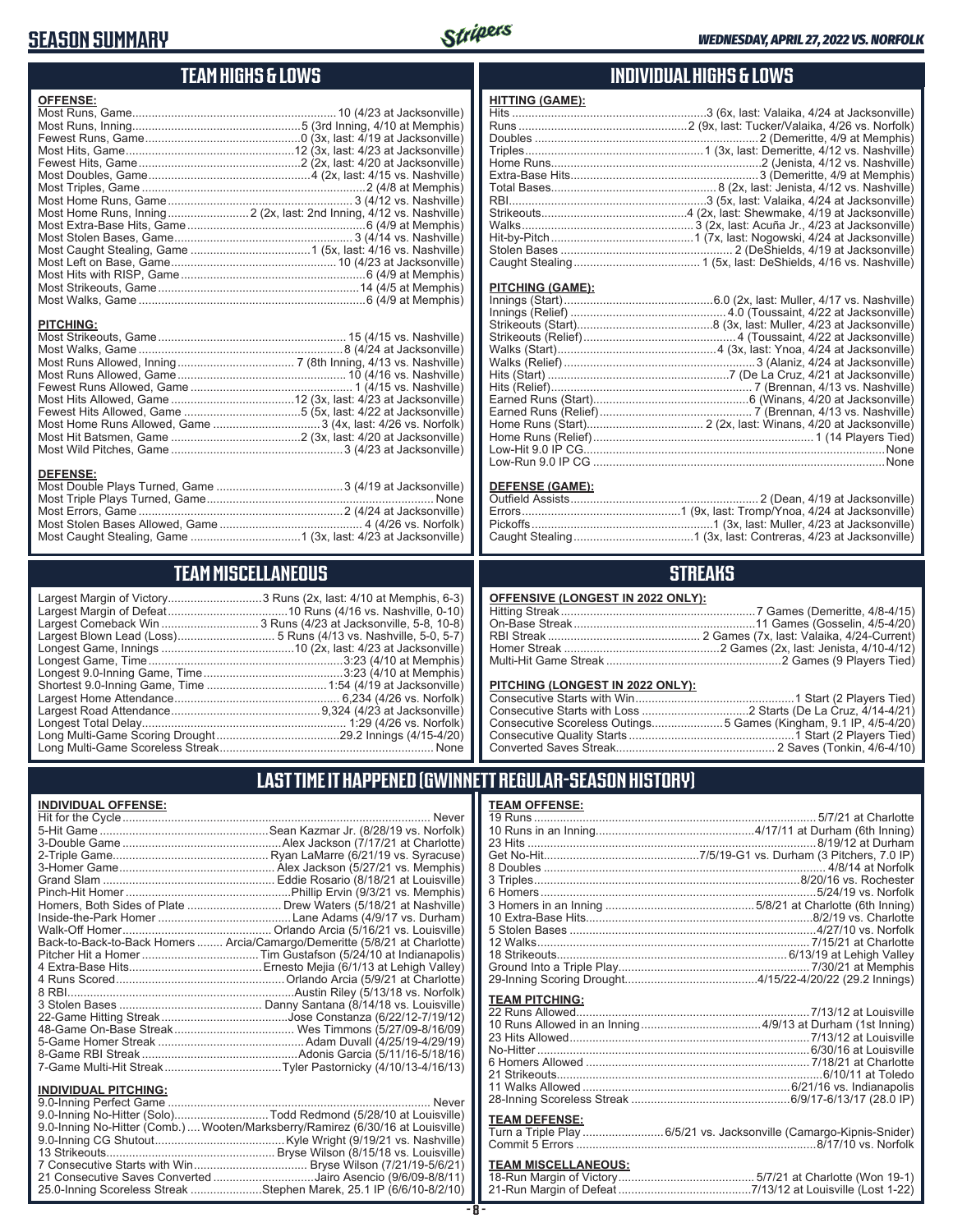# SEASON SUMMARY

WEDNESDAY, APRIL 27, 2022 VS. NORFOLK

## TEAM HIGHS & LOWS

**OFFENSE:**

| | |
|---|---|
| Most Runs, Game | 10 (4/23 at Jacksonville) |
| Most Runs, Inning | 5 (3rd Inning, 4/10 at Memphis) |
| Fewest Runs, Game | 0 (3x, last: 4/19 at Jacksonville) |
| Most Hits, Game | 12 (3x, last: 4/23 at Jacksonville) |
| Fewest Hits, Game | 2 (2x, last: 4/20 at Jacksonville) |
| Most Doubles, Game | 4 (2x, last: 4/15 vs. Nashville) |
| Most Triples, Game | 2 (4/8 at Memphis) |
| Most Home Runs, Game | 3 (4/12 vs. Nashville) |
| Most Home Runs, Inning | 2 (2x, last: 2nd Inning, 4/12 vs. Nashville) |
| Most Extra-Base Hits, Game | 6 (4/9 at Memphis) |
| Most Stolen Bases, Game | 3 (4/14 vs. Nashville) |
| Most Caught Stealing, Game | 1 (5x, last: 4/16 vs. Nashville) |
| Most Left on Base, Game | 10 (4/23 at Jacksonville) |
| Most Hits with RISP, Game | 6 (4/9 at Memphis) |
| Most Strikeouts, Game | 14 (4/5 at Memphis) |
| Most Walks, Game | 6 (4/9 at Memphis) |

**PITCHING:**

| | |
|---|---|
| Most Strikeouts, Game | 15 (4/15 vs. Nashville) |
| Most Walks, Game | 8 (4/24 at Jacksonville) |
| Most Runs Allowed, Inning | 7 (8th Inning, 4/13 vs. Nashville) |
| Most Runs Allowed, Game | 10 (4/16 vs. Nashville) |
| Fewest Runs Allowed, Game | 1 (4/15 vs. Nashville) |
| Most Hits Allowed, Game | 12 (3x, last: 4/23 at Jacksonville) |
| Fewest Hits Allowed, Game | 5 (5x, last: 4/22 at Jacksonville) |
| Most Home Runs Allowed, Game | 3 (4x, last: 4/26 vs. Norfolk) |
| Most Hit Batsmen, Game | 2 (3x, last: 4/20 at Jacksonville) |
| Most Wild Pitches, Game | 3 (4/23 at Jacksonville) |

**DEFENSE:**

| | |
|---|---|
| Most Double Plays Turned, Game | 3 (4/19 at Jacksonville) |
| Most Triple Plays Turned, Game | None |
| Most Errors, Game | 2 (4/24 at Jacksonville) |
| Most Stolen Bases Allowed, Game | 4 (4/26 vs. Norfolk) |
| Most Caught Stealing, Game | 1 (3x, last: 4/23 at Jacksonville) |

## INDIVIDUAL HIGHS & LOWS

**HITTING (GAME):**

| | |
|---|---|
| Hits | 3 (6x, last: Valaika, 4/24 at Jacksonville) |
| Runs | 2 (9x, last: Tucker/Valaika, 4/26 vs. Norfolk) |
| Doubles | 2 (Demeritte, 4/9 at Memphis) |
| Triples | 1 (3x, last: Demeritte, 4/12 vs. Nashville) |
| Home Runs | 2 (Jenista, 4/12 vs. Nashville) |
| Extra-Base Hits | 3 (Demeritte, 4/9 at Memphis) |
| Total Bases | 8 (2x, last: Jenista, 4/12 vs. Nashville) |
| RBI | 3 (5x, last: Valaika, 4/24 at Jacksonville) |
| Strikeouts | 4 (2x, last: Shewmake, 4/19 at Jacksonville) |
| Walks | 3 (2x, last: Acuña Jr., 4/23 at Jacksonville) |
| Hit-by-Pitch | 1 (7x, last: Nogowski, 4/24 at Jacksonville) |
| Stolen Bases | 2 (DeShields, 4/19 at Jacksonville) |
| Caught Stealing | 1 (5x, last: DeShields, 4/16 vs. Nashville) |

**PITCHING (GAME):**

| | |
|---|---|
| Innings (Start) | 6.0 (2x, last: Muller, 4/17 vs. Nashville) |
| Innings (Relief) | 4.0 (Toussaint, 4/22 at Jacksonville) |
| Strikeouts (Start) | 8 (3x, last: Muller, 4/23 at Jacksonville) |
| Strikeouts (Relief) | 4 (Toussaint, 4/22 at Jacksonville) |
| Walks (Start) | 4 (3x, last: Ynoa, 4/24 at Jacksonville) |
| Walks (Relief) | 3 (Alaniz, 4/24 at Jacksonville) |
| Hits (Start) | 7 (De La Cruz, 4/21 at Jacksonville) |
| Hits (Relief) | 7 (Brennan, 4/13 vs. Nashville) |
| Earned Runs (Start) | 6 (Winans, 4/20 at Jacksonville) |
| Earned Runs (Relief) | 7 (Brennan, 4/13 vs. Nashville) |
| Home Runs (Start) | 2 (2x, last: Winans, 4/20 at Jacksonville) |
| Home Runs (Relief) | 1 (14 Players Tied) |
| Low-Hit 9.0 IP CG | None |
| Low-Run 9.0 IP CG | None |

**DEFENSE (GAME):**

| | |
|---|---|
| Outfield Assists | 2 (Dean, 4/19 at Jacksonville) |
| Errors | 1 (9x, last: Tromp/Ynoa, 4/24 at Jacksonville) |
| Pickoffs | 1 (3x, last: Muller, 4/23 at Jacksonville) |
| Caught Stealing | 1 (3x, last: Contreras, 4/23 at Jacksonville) |

## TEAM MISCELLANEOUS

| | |
|---|---|
| Largest Margin of Victory | 3 Runs (2x, last: 4/10 at Memphis, 6-3) |
| Largest Margin of Defeat | 10 Runs (4/16 vs. Nashville, 0-10) |
| Largest Comeback Win | 3 Runs (4/23 at Jacksonville, 5-8, 10-8) |
| Largest Blown Lead (Loss) | 5 Runs (4/13 vs. Nashville, 5-0, 5-7) |
| Longest Game, Innings | 10 (2x, last: 4/23 at Jacksonville) |
| Longest Game, Time | 3:23 (4/10 at Memphis) |
| Longest 9.0-Inning Game, Time | 3:23 (4/10 at Memphis) |
| Shortest 9.0-Inning Game, Time | 1:54 (4/19 at Jacksonville) |
| Largest Home Attendance | 6,234 (4/26 vs. Norfolk) |
| Largest Road Attendance | 9,324 (4/23 at Jacksonville) |
| Longest Total Delay | 1:29 (4/26 vs. Norfolk) |
| Long Multi-Game Scoring Drought | 29.2 Innings (4/15-4/20) |
| Long Multi-Game Scoreless Streak | None |

## STREAKS

**OFFENSIVE (LONGEST IN 2022 ONLY):**

| | |
|---|---|
| Hitting Streak | 7 Games (Demeritte, 4/8-4/15) |
| On-Base Streak | 11 Games (Gosselin, 4/5-4/20) |
| RBI Streak | 2 Games (7x, last: Valaika, 4/24-Current) |
| Homer Streak | 2 Games (2x, last: Jenista, 4/10-4/12) |
| Multi-Hit Game Streak | 2 Games (9 Players Tied) |

**PITCHING (LONGEST IN 2022 ONLY):**

| | |
|---|---|
| Consecutive Starts with Win | 1 Start (2 Players Tied) |
| Consecutive Starts with Loss | 2 Starts (De La Cruz, 4/14-4/21) |
| Consecutive Scoreless Outings | 5 Games (Kingham, 9.1 IP, 4/5-4/20) |
| Consecutive Quality Starts | 1 Start (2 Players Tied) |
| Converted Saves Streak | 2 Saves (Tonkin, 4/6-4/10) |

## LAST TIME IT HAPPENED (GWINNETT REGULAR-SEASON HISTORY)

**INDIVIDUAL OFFENSE:**

| | |
|---|---|
| Hit for the Cycle | Never |
| 5-Hit Game | Sean Kazmar Jr. (8/28/19 vs. Norfolk) |
| 3-Double Game | Alex Jackson (7/17/21 at Charlotte) |
| 2-Triple Game | Ryan LaMarre (6/21/19 vs. Syracuse) |
| 3-Homer Game | Alex Jackson (5/27/21 vs. Memphis) |
| Grand Slam | Eddie Rosario (8/18/21 at Louisville) |
| Pinch-Hit Homer | Phillip Ervin (9/3/21 vs. Memphis) |
| Homers, Both Sides of Plate | Drew Waters (5/18/21 at Nashville) |
| Inside-the-Park Homer | Lane Adams (4/9/17 vs. Durham) |
| Walk-Off Homer | Orlando Arcia (5/16/21 vs. Louisville) |
| Back-to-Back-to-Back Homers | Arcia/Camargo/Demeritte (5/8/21 at Charlotte) |
| Pitcher Hit a Homer | Tim Gustafson (5/24/10 at Indianapolis) |
| 4 Extra-Base Hits | Ernesto Mejia (6/1/13 at Lehigh Valley) |
| 4 Runs Scored | Orlando Arcia (5/9/21 at Charlotte) |
| 8 RBI | Austin Riley (5/13/18 vs. Norfolk) |
| 3 Stolen Bases | Danny Santana (8/14/18 vs. Louisville) |
| 22-Game Hitting Streak | Jose Constanza (6/22/12-7/19/12) |
| 48-Game On-Base Streak | Wes Timmons (5/27/09-8/16/09) |
| 5-Game Homer Streak | Adam Duvall (4/25/19-4/29/19) |
| 8-Game RBI Streak | Adonis Garcia (5/11/16-5/18/16) |
| 7-Game Multi-Hit Streak | Tyler Pastornicky (4/10/13-4/16/13) |

**INDIVIDUAL PITCHING:**

| | |
|---|---|
| 9.0-Inning Perfect Game | Never |
| 9.0-Inning No-Hitter (Solo) | Todd Redmond (5/28/10 at Louisville) |
| 9.0-Inning No-Hitter (Comb.) | Wooten/Marksberry/Ramirez (6/30/16 at Louisville) |
| 9.0-Inning CG Shutout | Kyle Wright (9/19/21 vs. Nashville) |
| 13 Strikeouts | Bryse Wilson (8/15/18 vs. Louisville) |
| 7 Consecutive Starts with Win | Bryse Wilson (7/21/19-5/6/21) |
| 21 Consecutive Saves Converted | Jairo Asencio (9/6/09-8/8/11) |
| 25.0-Inning Scoreless Streak | Stephen Marek, 25.1 IP (6/6/10-8/2/10) |

**TEAM OFFENSE:**

| | |
|---|---|
| 19 Runs | 5/7/21 at Charlotte |
| 10 Runs in an Inning | 4/17/11 at Durham (6th Inning) |
| 23 Hits | 8/19/12 at Durham |
| Get No-Hit | 7/5/19-G1 vs. Durham (3 Pitchers, 7.0 IP) |
| 8 Doubles | 4/8/14 at Norfolk |
| 3 Triples | 8/20/16 vs. Rochester |
| 6 Homers | 5/24/19 vs. Norfolk |
| 3 Homers in an Inning | 5/8/21 at Charlotte (6th Inning) |
| 10 Extra-Base Hits | 8/2/19 vs. Charlotte |
| 5 Stolen Bases | 4/27/10 vs. Norfolk |
| 12 Walks | 7/15/21 at Charlotte |
| 18 Strikeouts | 6/13/19 at Lehigh Valley |
| Ground Into a Triple Play | 7/30/21 at Memphis |
| 29-Inning Scoring Drought | 4/15/22-4/20/22 (29.2 Innings) |

**TEAM PITCHING:**

| | |
|---|---|
| 22 Runs Allowed | 7/13/12 at Louisville |
| 10 Runs Allowed in an Inning | 4/9/13 at Durham (1st Inning) |
| 23 Hits Allowed | 7/13/12 at Louisville |
| No-Hitter | 6/30/16 at Louisville |
| 6 Homers Allowed | 7/18/21 at Charlotte |
| 21 Strikeouts | 6/10/11 at Toledo |
| 11 Walks Allowed | 6/21/16 vs. Indianapolis |
| 28-Inning Scoreless Streak | 6/9/17-6/13/17 (28.0 IP) |

**TEAM DEFENSE:**

| | |
|---|---|
| Turn a Triple Play | 6/5/21 vs. Jacksonville (Camargo-Kipnis-Snider) |
| Commit 5 Errors | 8/17/10 vs. Norfolk |

**TEAM MISCELLANEOUS:**

| | |
|---|---|
| 18-Run Margin of Victory | 5/7/21 at Charlotte (Won 19-1) |
| 21-Run Margin of Defeat | 7/13/12 at Louisville (Lost 1-22) |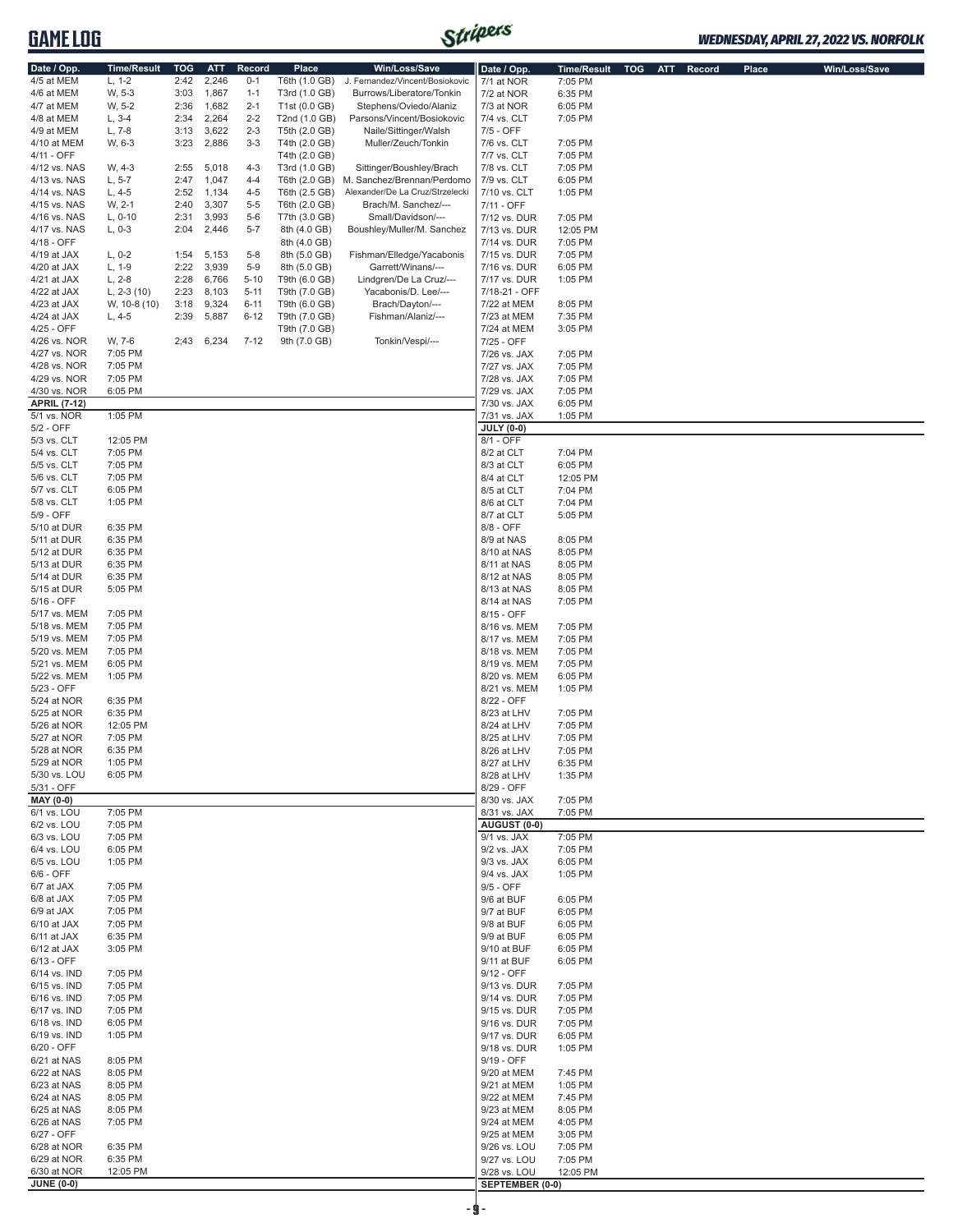# GAME LOG

*WEDNESDAY, APRIL 27, 2022 VS. NORFOLK*

| Date / Opp. | Time/Result | TOG | ATT | Record | Place | Win/Loss/Save |
|---|---|---|---|---|---|---|
| 4/5 at MEM | L, 1-2 | 2:42 | 2,246 | 0-1 | T6th (1.0 GB) | J. Fernandez/Vincent/Bosiokovic |
| 4/6 at MEM | W, 5-3 | 3:03 | 1,867 | 1-1 | T3rd (1.0 GB) | Burrows/Liberatore/Tonkin |
| 4/7 at MEM | W, 5-2 | 2:36 | 1,682 | 2-1 | T1st (0.0 GB) | Stephens/Oviedo/Alaniz |
| 4/8 at MEM | L, 3-4 | 2:34 | 2,264 | 2-2 | T2nd (1.0 GB) | Parsons/Vincent/Bosiokovic |
| 4/9 at MEM | L, 7-8 | 3:13 | 3,622 | 2-3 | T5th (2.0 GB) | Naile/Sittinger/Walsh |
| 4/10 at MEM | W, 6-3 | 3:23 | 2,886 | 3-3 | T4th (2.0 GB) | Muller/Zeuch/Tonkin |
| 4/11 - OFF | | | | | T4th (2.0 GB) | |
| 4/12 vs. NAS | W, 4-3 | 2:55 | 5,018 | 4-3 | T3rd (1.0 GB) | Sittinger/Boushley/Brach |
| 4/13 vs. NAS | L, 5-7 | 2:47 | 1,047 | 4-4 | T6th (2.0 GB) | M. Sanchez/Brennan/Perdomo |
| 4/14 vs. NAS | L, 4-5 | 2:52 | 1,134 | 4-5 | T6th (2.5 GB) | Alexander/De La Cruz/Strzelecki |
| 4/15 vs. NAS | W, 2-1 | 2:40 | 3,307 | 5-5 | T6th (2.0 GB) | Brach/M. Sanchez/--- |
| 4/16 vs. NAS | L, 0-10 | 2:31 | 3,993 | 5-6 | T7th (3.0 GB) | Small/Davidson/--- |
| 4/17 vs. NAS | L, 0-3 | 2:04 | 2,446 | 5-7 | 8th (4.0 GB) | Boushley/Muller/M. Sanchez |
| 4/18 - OFF | | | | | 8th (4.0 GB) | |
| 4/19 at JAX | L, 0-2 | 1:54 | 5,153 | 5-8 | 8th (5.0 GB) | Fishman/Elledge/Yacabonis |
| 4/20 at JAX | L, 1-9 | 2:22 | 3,939 | 5-9 | 8th (5.0 GB) | Garrett/Winans/--- |
| 4/21 at JAX | L, 2-8 | 2:28 | 6,766 | 5-10 | T9th (6.0 GB) | Lindgren/De La Cruz/--- |
| 4/22 at JAX | L, 2-3 (10) | 2:23 | 8,103 | 5-11 | T9th (7.0 GB) | Yacabonis/D. Lee/--- |
| 4/23 at JAX | W, 10-8 (10) | 3:18 | 9,324 | 6-11 | T9th (6.0 GB) | Brach/Dayton/--- |
| 4/24 at JAX | L, 4-5 | 2:39 | 5,887 | 6-12 | T9th (7.0 GB) | Fishman/Alaniz/--- |
| 4/25 - OFF | | | | | T9th (7.0 GB) | |
| 4/26 vs. NOR | W, 7-6 | 2;43 | 6,234 | 7-12 | 9th (7.0 GB) | Tonkin/Vespi/--- |
| 4/27 vs. NOR | 7:05 PM | | | | | |
| 4/28 vs. NOR | 7:05 PM | | | | | |
| 4/29 vs. NOR | 7:05 PM | | | | | |
| 4/30 vs. NOR | 6:05 PM | | | | | |
| **APRIL (7-12)** | | | | | | |
| 5/1 vs. NOR | 1:05 PM | | | | | |
| 5/2 - OFF | | | | | | |
| 5/3 vs. CLT | 12:05 PM | | | | | |
| 5/4 vs. CLT | 7:05 PM | | | | | |
| 5/5 vs. CLT | 7:05 PM | | | | | |
| 5/6 vs. CLT | 7:05 PM | | | | | |
| 5/7 vs. CLT | 6:05 PM | | | | | |
| 5/8 vs. CLT | 1:05 PM | | | | | |
| 5/9 - OFF | | | | | | |
| 5/10 at DUR | 6:35 PM | | | | | |
| 5/11 at DUR | 6:35 PM | | | | | |
| 5/12 at DUR | 6:35 PM | | | | | |
| 5/13 at DUR | 6:35 PM | | | | | |
| 5/14 at DUR | 6:35 PM | | | | | |
| 5/15 at DUR | 5:05 PM | | | | | |
| 5/16 - OFF | | | | | | |
| 5/17 vs. MEM | 7:05 PM | | | | | |
| 5/18 vs. MEM | 7:05 PM | | | | | |
| 5/19 vs. MEM | 7:05 PM | | | | | |
| 5/20 vs. MEM | 7:05 PM | | | | | |
| 5/21 vs. MEM | 6:05 PM | | | | | |
| 5/22 vs. MEM | 1:05 PM | | | | | |
| 5/23 - OFF | | | | | | |
| 5/24 at NOR | 6:35 PM | | | | | |
| 5/25 at NOR | 6:35 PM | | | | | |
| 5/26 at NOR | 12:05 PM | | | | | |
| 5/27 at NOR | 7:05 PM | | | | | |
| 5/28 at NOR | 6:35 PM | | | | | |
| 5/29 at NOR | 1:05 PM | | | | | |
| 5/30 vs. LOU | 6:05 PM | | | | | |
| 5/31 - OFF | | | | | | |
| **MAY (0-0)** | | | | | | |
| 6/1 vs. LOU | 7:05 PM | | | | | |
| 6/2 vs. LOU | 7:05 PM | | | | | |
| 6/3 vs. LOU | 7:05 PM | | | | | |
| 6/4 vs. LOU | 6:05 PM | | | | | |
| 6/5 vs. LOU | 1:05 PM | | | | | |
| 6/6 - OFF | | | | | | |
| 6/7 at JAX | 7:05 PM | | | | | |
| 6/8 at JAX | 7:05 PM | | | | | |
| 6/9 at JAX | 7:05 PM | | | | | |
| 6/10 at JAX | 7:05 PM | | | | | |
| 6/11 at JAX | 6:35 PM | | | | | |
| 6/12 at JAX | 3:05 PM | | | | | |
| 6/13 - OFF | | | | | | |
| 6/14 vs. IND | 7:05 PM | | | | | |
| 6/15 vs. IND | 7:05 PM | | | | | |
| 6/16 vs. IND | 7:05 PM | | | | | |
| 6/17 vs. IND | 7:05 PM | | | | | |
| 6/18 vs. IND | 6:05 PM | | | | | |
| 6/19 vs. IND | 1:05 PM | | | | | |
| 6/20 - OFF | | | | | | |
| 6/21 at NAS | 8:05 PM | | | | | |
| 6/22 at NAS | 8:05 PM | | | | | |
| 6/23 at NAS | 8:05 PM | | | | | |
| 6/24 at NAS | 8:05 PM | | | | | |
| 6/25 at NAS | 8:05 PM | | | | | |
| 6/26 at NAS | 7:05 PM | | | | | |
| 6/27 - OFF | | | | | | |
| 6/28 at NOR | 6:35 PM | | | | | |
| 6/29 at NOR | 6:35 PM | | | | | |
| 6/30 at NOR | 12:05 PM | | | | | |
| **JUNE (0-0)** | | | | | | |

| Date / Opp. | Time/Result | TOG | ATT | Record | Place | Win/Loss/Save |
|---|---|---|---|---|---|---|
| 7/1 at NOR | 7:05 PM | | | | | |
| 7/2 at NOR | 6:35 PM | | | | | |
| 7/3 at NOR | 6:05 PM | | | | | |
| 7/4 vs. CLT | 7:05 PM | | | | | |
| 7/5 - OFF | | | | | | |
| 7/6 vs. CLT | 7:05 PM | | | | | |
| 7/7 vs. CLT | 7:05 PM | | | | | |
| 7/8 vs. CLT | 7:05 PM | | | | | |
| 7/9 vs. CLT | 6:05 PM | | | | | |
| 7/10 vs. CLT | 1:05 PM | | | | | |
| 7/11 - OFF | | | | | | |
| 7/12 vs. DUR | 7:05 PM | | | | | |
| 7/13 vs. DUR | 12:05 PM | | | | | |
| 7/14 vs. DUR | 7:05 PM | | | | | |
| 7/15 vs. DUR | 7:05 PM | | | | | |
| 7/16 vs. DUR | 6:05 PM | | | | | |
| 7/17 vs. DUR | 1:05 PM | | | | | |
| 7/18-21 - OFF | | | | | | |
| 7/22 at MEM | 8:05 PM | | | | | |
| 7/23 at MEM | 7:35 PM | | | | | |
| 7/24 at MEM | 3:05 PM | | | | | |
| 7/25 - OFF | | | | | | |
| 7/26 vs. JAX | 7:05 PM | | | | | |
| 7/27 vs. JAX | 7:05 PM | | | | | |
| 7/28 vs. JAX | 7:05 PM | | | | | |
| 7/29 vs. JAX | 7:05 PM | | | | | |
| 7/30 vs. JAX | 6:05 PM | | | | | |
| 7/31 vs. JAX | 1:05 PM | | | | | |
| **JULY (0-0)** | | | | | | |
| 8/1 - OFF | | | | | | |
| 8/2 at CLT | 7:04 PM | | | | | |
| 8/3 at CLT | 6:05 PM | | | | | |
| 8/4 at CLT | 12:05 PM | | | | | |
| 8/5 at CLT | 7:04 PM | | | | | |
| 8/6 at CLT | 7:04 PM | | | | | |
| 8/7 at CLT | 5:05 PM | | | | | |
| 8/8 - OFF | | | | | | |
| 8/9 at NAS | 8:05 PM | | | | | |
| 8/10 at NAS | 8:05 PM | | | | | |
| 8/11 at NAS | 8:05 PM | | | | | |
| 8/12 at NAS | 8:05 PM | | | | | |
| 8/13 at NAS | 8:05 PM | | | | | |
| 8/14 at NAS | 7:05 PM | | | | | |
| 8/15 - OFF | | | | | | |
| 8/16 vs. MEM | 7:05 PM | | | | | |
| 8/17 vs. MEM | 7:05 PM | | | | | |
| 8/18 vs. MEM | 7:05 PM | | | | | |
| 8/19 vs. MEM | 7:05 PM | | | | | |
| 8/20 vs. MEM | 6:05 PM | | | | | |
| 8/21 vs. MEM | 1:05 PM | | | | | |
| 8/22 - OFF | | | | | | |
| 8/23 at LHV | 7:05 PM | | | | | |
| 8/24 at LHV | 7:05 PM | | | | | |
| 8/25 at LHV | 7:05 PM | | | | | |
| 8/26 at LHV | 7:05 PM | | | | | |
| 8/27 at LHV | 6:35 PM | | | | | |
| 8/28 at LHV | 1:35 PM | | | | | |
| 8/29 - OFF | | | | | | |
| 8/30 vs. JAX | 7:05 PM | | | | | |
| 8/31 vs. JAX | 7:05 PM | | | | | |
| **AUGUST (0-0)** | | | | | | |
| 9/1 vs. JAX | 7:05 PM | | | | | |
| 9/2 vs. JAX | 7:05 PM | | | | | |
| 9/3 vs. JAX | 6:05 PM | | | | | |
| 9/4 vs. JAX | 1:05 PM | | | | | |
| 9/5 - OFF | | | | | | |
| 9/6 at BUF | 6:05 PM | | | | | |
| 9/7 at BUF | 6:05 PM | | | | | |
| 9/8 at BUF | 6:05 PM | | | | | |
| 9/9 at BUF | 6:05 PM | | | | | |
| 9/10 at BUF | 6:05 PM | | | | | |
| 9/11 at BUF | 6:05 PM | | | | | |
| 9/12 - OFF | | | | | | |
| 9/13 vs. DUR | 7:05 PM | | | | | |
| 9/14 vs. DUR | 7:05 PM | | | | | |
| 9/15 vs. DUR | 7:05 PM | | | | | |
| 9/16 vs. DUR | 7:05 PM | | | | | |
| 9/17 vs. DUR | 6:05 PM | | | | | |
| 9/18 vs. DUR | 1:05 PM | | | | | |
| 9/19 - OFF | | | | | | |
| 9/20 at MEM | 7:45 PM | | | | | |
| 9/21 at MEM | 1:05 PM | | | | | |
| 9/22 at MEM | 7:45 PM | | | | | |
| 9/23 at MEM | 8:05 PM | | | | | |
| 9/24 at MEM | 4:05 PM | | | | | |
| 9/25 at MEM | 3:05 PM | | | | | |
| 9/26 vs. LOU | 7:05 PM | | | | | |
| 9/27 vs. LOU | 7:05 PM | | | | | |
| 9/28 vs. LOU | 12:05 PM | | | | | |
| **SEPTEMBER (0-0)** | | | | | | |